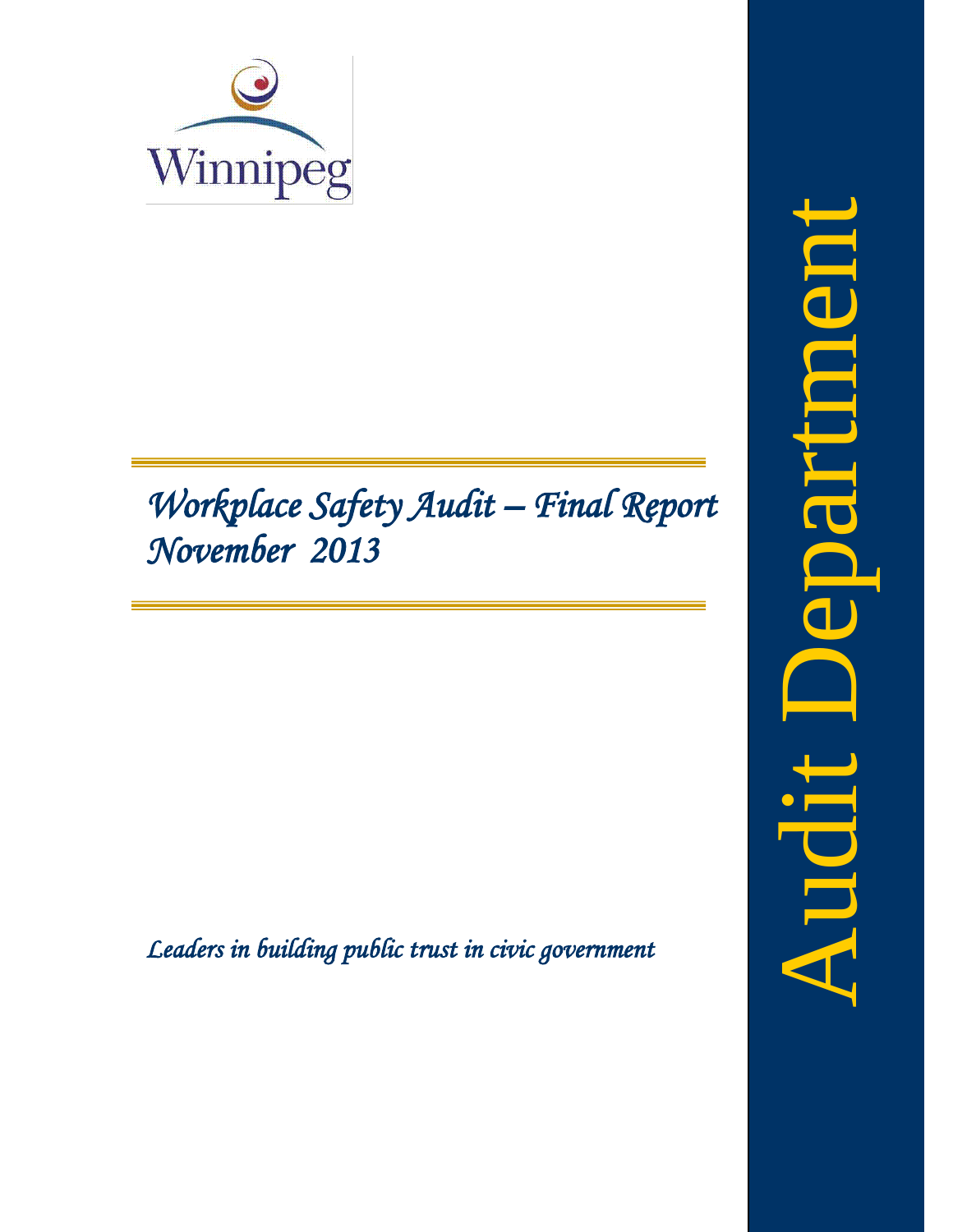Winnipeg

# *Workplace Safety Audit – Final Report November 2013*

*Leaders in building public trust in civic government*

Audit Department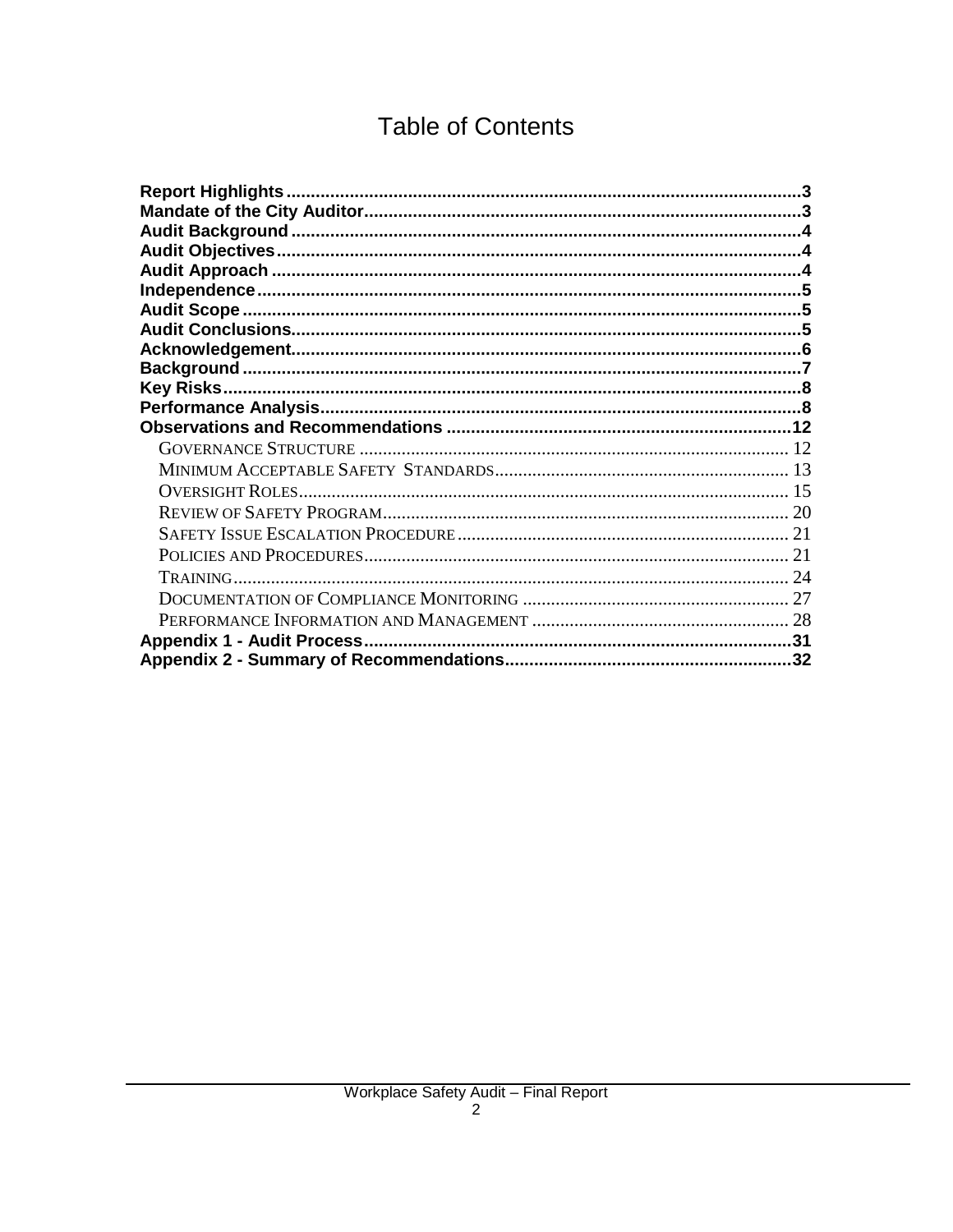# Table of Contents

**Report Highlights** ........................................................ 3
**Mandate of the City Auditor** ........................................................ 3
**Audit Background** ........................................................ 4
**Audit Objectives** ........................................................ 4
**Audit Approach** ........................................................ 4
**Independence** ........................................................ 5
**Audit Scope** ........................................................ 5
**Audit Conclusions** ........................................................ 5
**Acknowledgement** ........................................................ 6
**Background** ........................................................ 7
**Key Risks** ........................................................ 8
**Performance Analysis** ........................................................ 8
**Observations and Recommendations** ........................................................ 12
- Governance Structure ........................................................ 12
- Minimum Acceptable Safety Standards ........................................................ 13
- Oversight Roles ........................................................ 15
- Review of Safety Program ........................................................ 20
- Safety Issue Escalation Procedure ........................................................ 21
- Policies and Procedures ........................................................ 21
- Training ........................................................ 24
- Documentation of Compliance Monitoring ........................................................ 27
- Performance Information and Management ........................................................ 28

**Appendix 1 - Audit Process** ........................................................ 31
**Appendix 2 - Summary of Recommendations** ........................................................ 32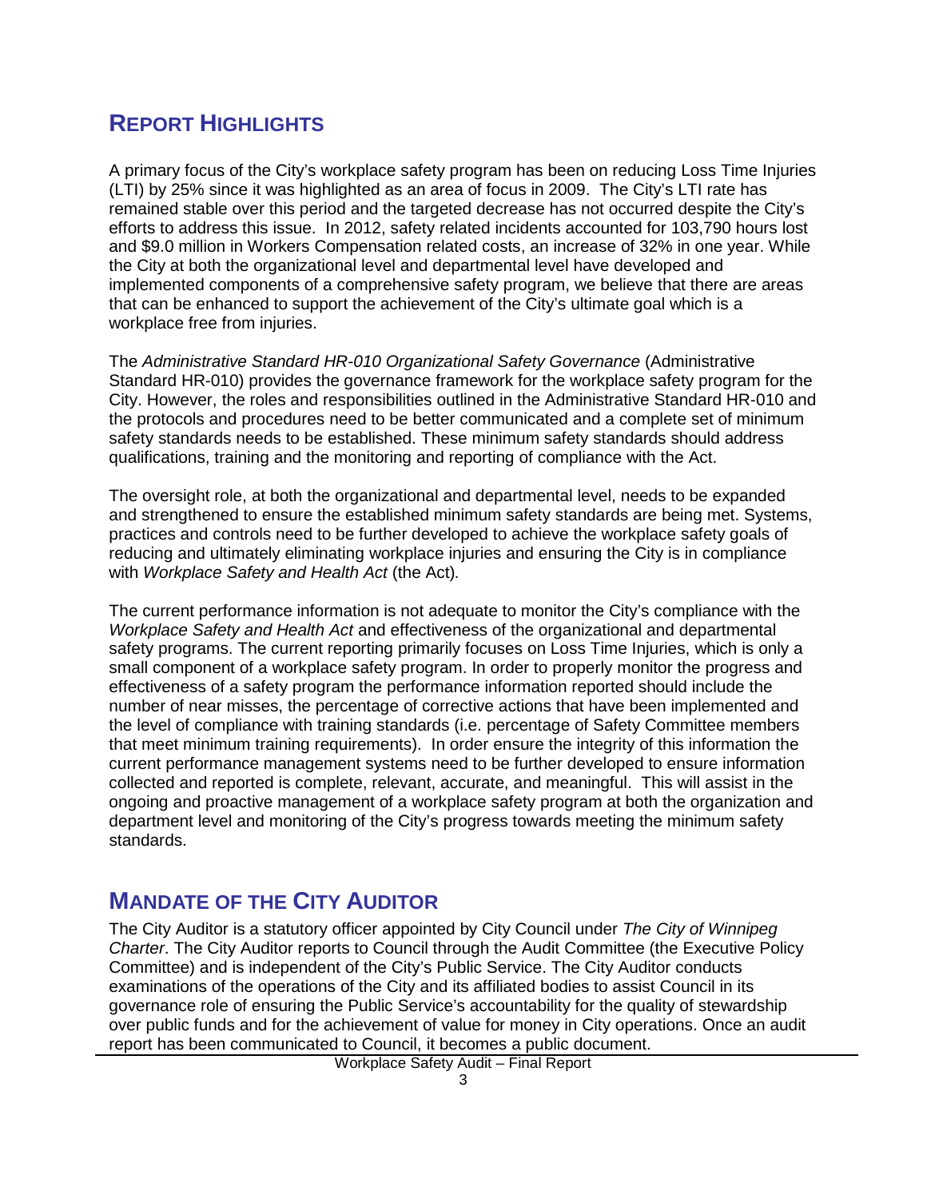## REPORT HIGHLIGHTS

A primary focus of the City's workplace safety program has been on reducing Loss Time Injuries (LTI) by 25% since it was highlighted as an area of focus in 2009. The City's LTI rate has remained stable over this period and the targeted decrease has not occurred despite the City's efforts to address this issue. In 2012, safety related incidents accounted for 103,790 hours lost and $9.0 million in Workers Compensation related costs, an increase of 32% in one year. While the City at both the organizational level and departmental level have developed and implemented components of a comprehensive safety program, we believe that there are areas that can be enhanced to support the achievement of the City's ultimate goal which is a workplace free from injuries.

The *Administrative Standard HR-010 Organizational Safety Governance* (Administrative Standard HR-010) provides the governance framework for the workplace safety program for the City. However, the roles and responsibilities outlined in the Administrative Standard HR-010 and the protocols and procedures need to be better communicated and a complete set of minimum safety standards needs to be established. These minimum safety standards should address qualifications, training and the monitoring and reporting of compliance with the Act.

The oversight role, at both the organizational and departmental level, needs to be expanded and strengthened to ensure the established minimum safety standards are being met. Systems, practices and controls need to be further developed to achieve the workplace safety goals of reducing and ultimately eliminating workplace injuries and ensuring the City is in compliance with *Workplace Safety and Health Act* (the Act).

The current performance information is not adequate to monitor the City's compliance with the *Workplace Safety and Health Act* and effectiveness of the organizational and departmental safety programs. The current reporting primarily focuses on Loss Time Injuries, which is only a small component of a workplace safety program. In order to properly monitor the progress and effectiveness of a safety program the performance information reported should include the number of near misses, the percentage of corrective actions that have been implemented and the level of compliance with training standards (i.e. percentage of Safety Committee members that meet minimum training requirements). In order ensure the integrity of this information the current performance management systems need to be further developed to ensure information collected and reported is complete, relevant, accurate, and meaningful. This will assist in the ongoing and proactive management of a workplace safety program at both the organization and department level and monitoring of the City's progress towards meeting the minimum safety standards.

## MANDATE OF THE CITY AUDITOR

The City Auditor is a statutory officer appointed by City Council under *The City of Winnipeg Charter*. The City Auditor reports to Council through the Audit Committee (the Executive Policy Committee) and is independent of the City's Public Service. The City Auditor conducts examinations of the operations of the City and its affiliated bodies to assist Council in its governance role of ensuring the Public Service's accountability for the quality of stewardship over public funds and for the achievement of value for money in City operations. Once an audit report has been communicated to Council, it becomes a public document.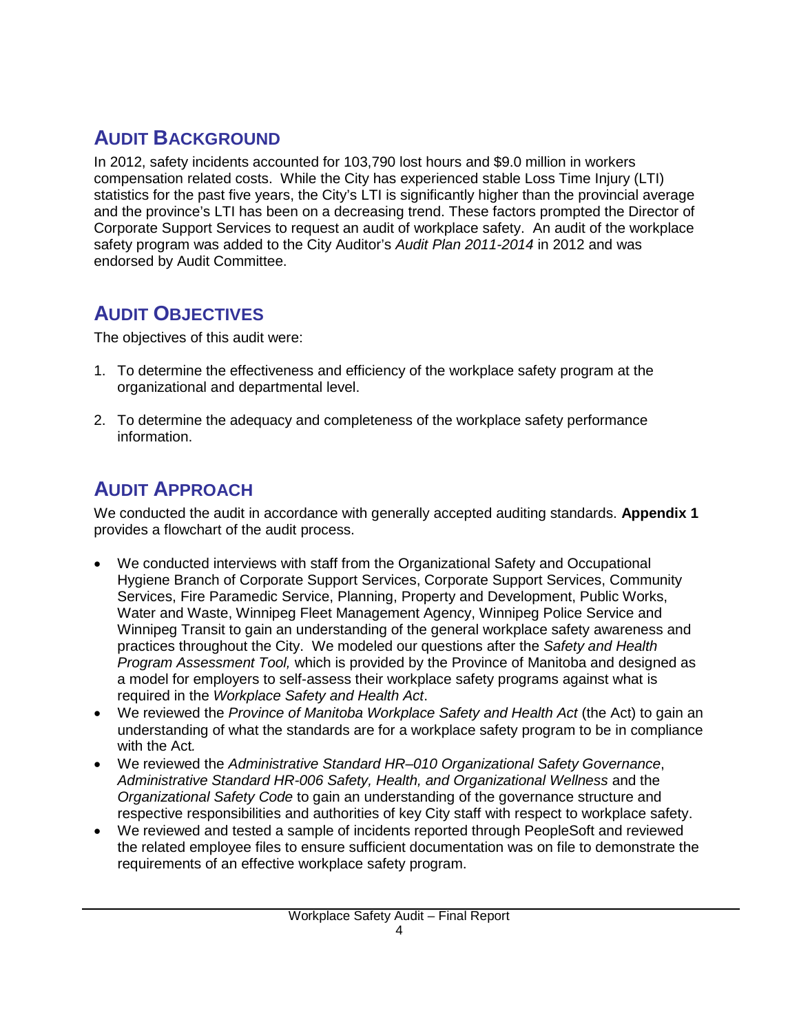## AUDIT BACKGROUND

In 2012, safety incidents accounted for 103,790 lost hours and $9.0 million in workers compensation related costs. While the City has experienced stable Loss Time Injury (LTI) statistics for the past five years, the City's LTI is significantly higher than the provincial average and the province's LTI has been on a decreasing trend. These factors prompted the Director of Corporate Support Services to request an audit of workplace safety. An audit of the workplace safety program was added to the City Auditor's *Audit Plan 2011-2014* in 2012 and was endorsed by Audit Committee.

## AUDIT OBJECTIVES

The objectives of this audit were:

1. To determine the effectiveness and efficiency of the workplace safety program at the organizational and departmental level.

2. To determine the adequacy and completeness of the workplace safety performance information.

## AUDIT APPROACH

We conducted the audit in accordance with generally accepted auditing standards. **Appendix 1** provides a flowchart of the audit process.

- We conducted interviews with staff from the Organizational Safety and Occupational Hygiene Branch of Corporate Support Services, Corporate Support Services, Community Services, Fire Paramedic Service, Planning, Property and Development, Public Works, Water and Waste, Winnipeg Fleet Management Agency, Winnipeg Police Service and Winnipeg Transit to gain an understanding of the general workplace safety awareness and practices throughout the City. We modeled our questions after the *Safety and Health Program Assessment Tool,* which is provided by the Province of Manitoba and designed as a model for employers to self-assess their workplace safety programs against what is required in the *Workplace Safety and Health Act*.
- We reviewed the *Province of Manitoba Workplace Safety and Health Act* (the Act) to gain an understanding of what the standards are for a workplace safety program to be in compliance with the Act*.*
- We reviewed the *Administrative Standard HR–010 Organizational Safety Governance*, *Administrative Standard HR-006 Safety, Health, and Organizational Wellness* and the *Organizational Safety Code* to gain an understanding of the governance structure and respective responsibilities and authorities of key City staff with respect to workplace safety.
- We reviewed and tested a sample of incidents reported through PeopleSoft and reviewed the related employee files to ensure sufficient documentation was on file to demonstrate the requirements of an effective workplace safety program.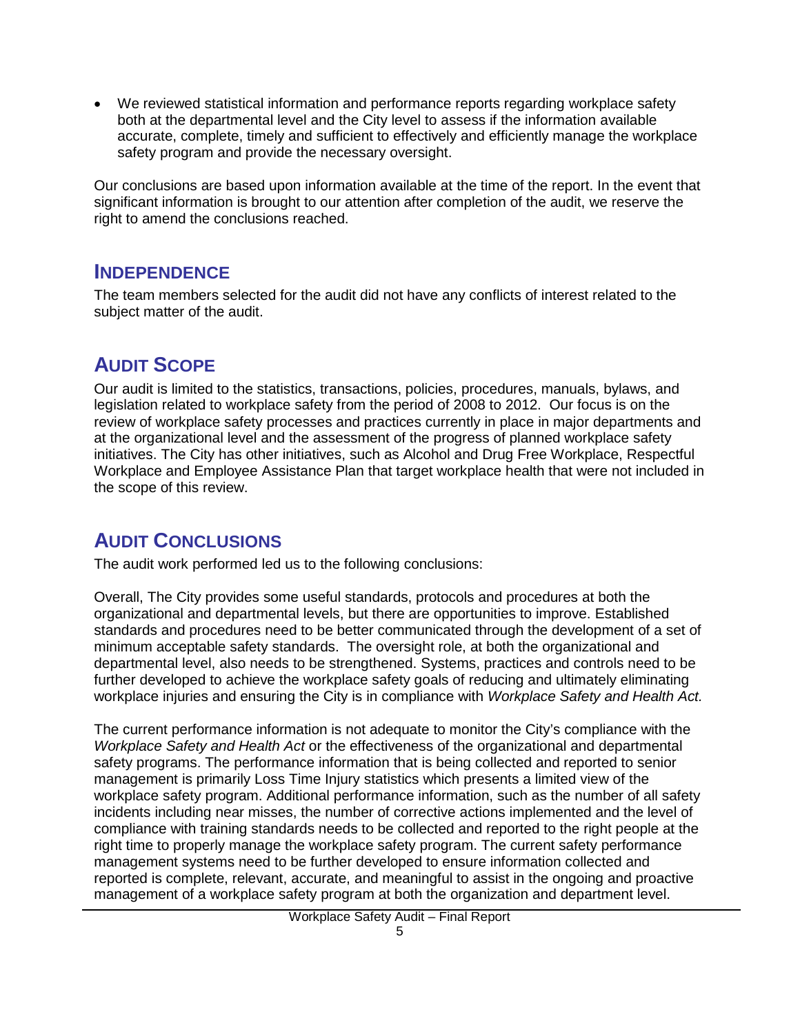- We reviewed statistical information and performance reports regarding workplace safety both at the departmental level and the City level to assess if the information available accurate, complete, timely and sufficient to effectively and efficiently manage the workplace safety program and provide the necessary oversight.

Our conclusions are based upon information available at the time of the report. In the event that significant information is brought to our attention after completion of the audit, we reserve the right to amend the conclusions reached.

## INDEPENDENCE

The team members selected for the audit did not have any conflicts of interest related to the subject matter of the audit.

## AUDIT SCOPE

Our audit is limited to the statistics, transactions, policies, procedures, manuals, bylaws, and legislation related to workplace safety from the period of 2008 to 2012. Our focus is on the review of workplace safety processes and practices currently in place in major departments and at the organizational level and the assessment of the progress of planned workplace safety initiatives. The City has other initiatives, such as Alcohol and Drug Free Workplace, Respectful Workplace and Employee Assistance Plan that target workplace health that were not included in the scope of this review.

## AUDIT CONCLUSIONS

The audit work performed led us to the following conclusions:

Overall, The City provides some useful standards, protocols and procedures at both the organizational and departmental levels, but there are opportunities to improve. Established standards and procedures need to be better communicated through the development of a set of minimum acceptable safety standards. The oversight role, at both the organizational and departmental level, also needs to be strengthened. Systems, practices and controls need to be further developed to achieve the workplace safety goals of reducing and ultimately eliminating workplace injuries and ensuring the City is in compliance with *Workplace Safety and Health Act.*

The current performance information is not adequate to monitor the City's compliance with the *Workplace Safety and Health Act* or the effectiveness of the organizational and departmental safety programs. The performance information that is being collected and reported to senior management is primarily Loss Time Injury statistics which presents a limited view of the workplace safety program. Additional performance information, such as the number of all safety incidents including near misses, the number of corrective actions implemented and the level of compliance with training standards needs to be collected and reported to the right people at the right time to properly manage the workplace safety program. The current safety performance management systems need to be further developed to ensure information collected and reported is complete, relevant, accurate, and meaningful to assist in the ongoing and proactive management of a workplace safety program at both the organization and department level.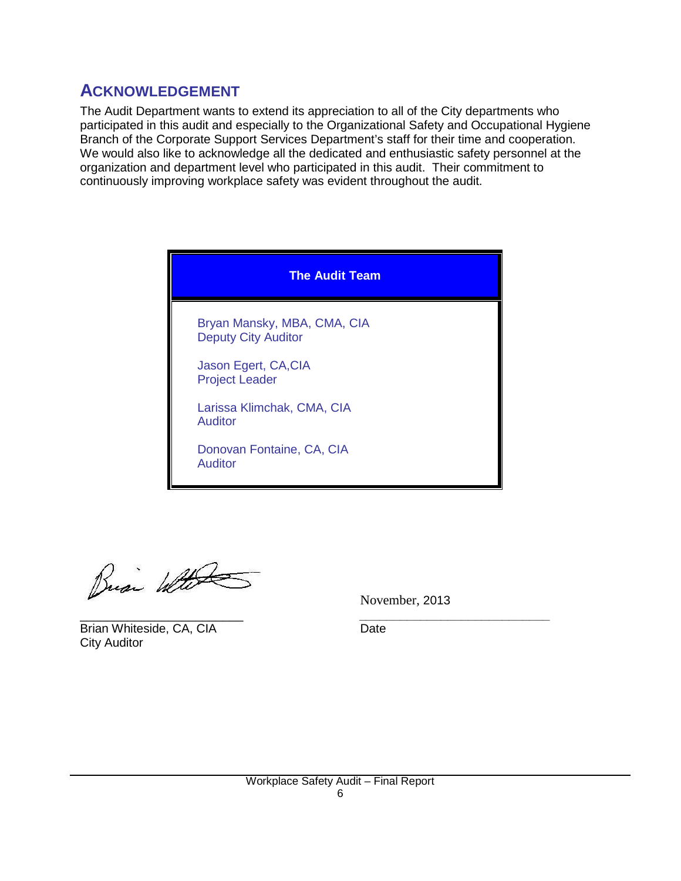## ACKNOWLEDGEMENT

The Audit Department wants to extend its appreciation to all of the City departments who participated in this audit and especially to the Organizational Safety and Occupational Hygiene Branch of the Corporate Support Services Department's staff for their time and cooperation. We would also like to acknowledge all the dedicated and enthusiastic safety personnel at the organization and department level who participated in this audit. Their commitment to continuously improving workplace safety was evident throughout the audit.

| The Audit Team |
|---|
| Bryan Mansky, MBA, CMA, CIA<br>Deputy City Auditor<br><br>Jason Egert, CA,CIA<br>Project Leader<br><br>Larissa Klimchak, CMA, CIA<br>Auditor<br><br>Donovan Fontaine, CA, CIA<br>Auditor |

Brian Whiteside, CA, CIA
City Auditor

November, 2013
Date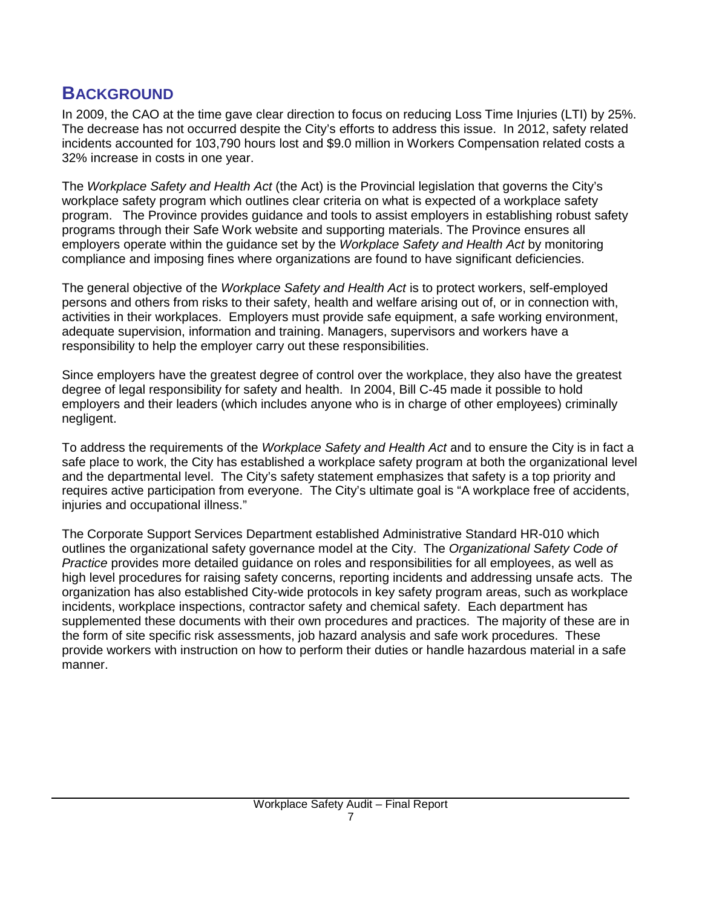## BACKGROUND

In 2009, the CAO at the time gave clear direction to focus on reducing Loss Time Injuries (LTI) by 25%. The decrease has not occurred despite the City's efforts to address this issue. In 2012, safety related incidents accounted for 103,790 hours lost and $9.0 million in Workers Compensation related costs a 32% increase in costs in one year.

The *Workplace Safety and Health Act* (the Act) is the Provincial legislation that governs the City's workplace safety program which outlines clear criteria on what is expected of a workplace safety program. The Province provides guidance and tools to assist employers in establishing robust safety programs through their Safe Work website and supporting materials. The Province ensures all employers operate within the guidance set by the *Workplace Safety and Health Act* by monitoring compliance and imposing fines where organizations are found to have significant deficiencies.

The general objective of the *Workplace Safety and Health Act* is to protect workers, self-employed persons and others from risks to their safety, health and welfare arising out of, or in connection with, activities in their workplaces. Employers must provide safe equipment, a safe working environment, adequate supervision, information and training. Managers, supervisors and workers have a responsibility to help the employer carry out these responsibilities.

Since employers have the greatest degree of control over the workplace, they also have the greatest degree of legal responsibility for safety and health. In 2004, Bill C-45 made it possible to hold employers and their leaders (which includes anyone who is in charge of other employees) criminally negligent.

To address the requirements of the *Workplace Safety and Health Act* and to ensure the City is in fact a safe place to work, the City has established a workplace safety program at both the organizational level and the departmental level. The City's safety statement emphasizes that safety is a top priority and requires active participation from everyone. The City's ultimate goal is "A workplace free of accidents, injuries and occupational illness."

The Corporate Support Services Department established Administrative Standard HR-010 which outlines the organizational safety governance model at the City. The *Organizational Safety Code of Practice* provides more detailed guidance on roles and responsibilities for all employees, as well as high level procedures for raising safety concerns, reporting incidents and addressing unsafe acts. The organization has also established City-wide protocols in key safety program areas, such as workplace incidents, workplace inspections, contractor safety and chemical safety. Each department has supplemented these documents with their own procedures and practices. The majority of these are in the form of site specific risk assessments, job hazard analysis and safe work procedures. These provide workers with instruction on how to perform their duties or handle hazardous material in a safe manner.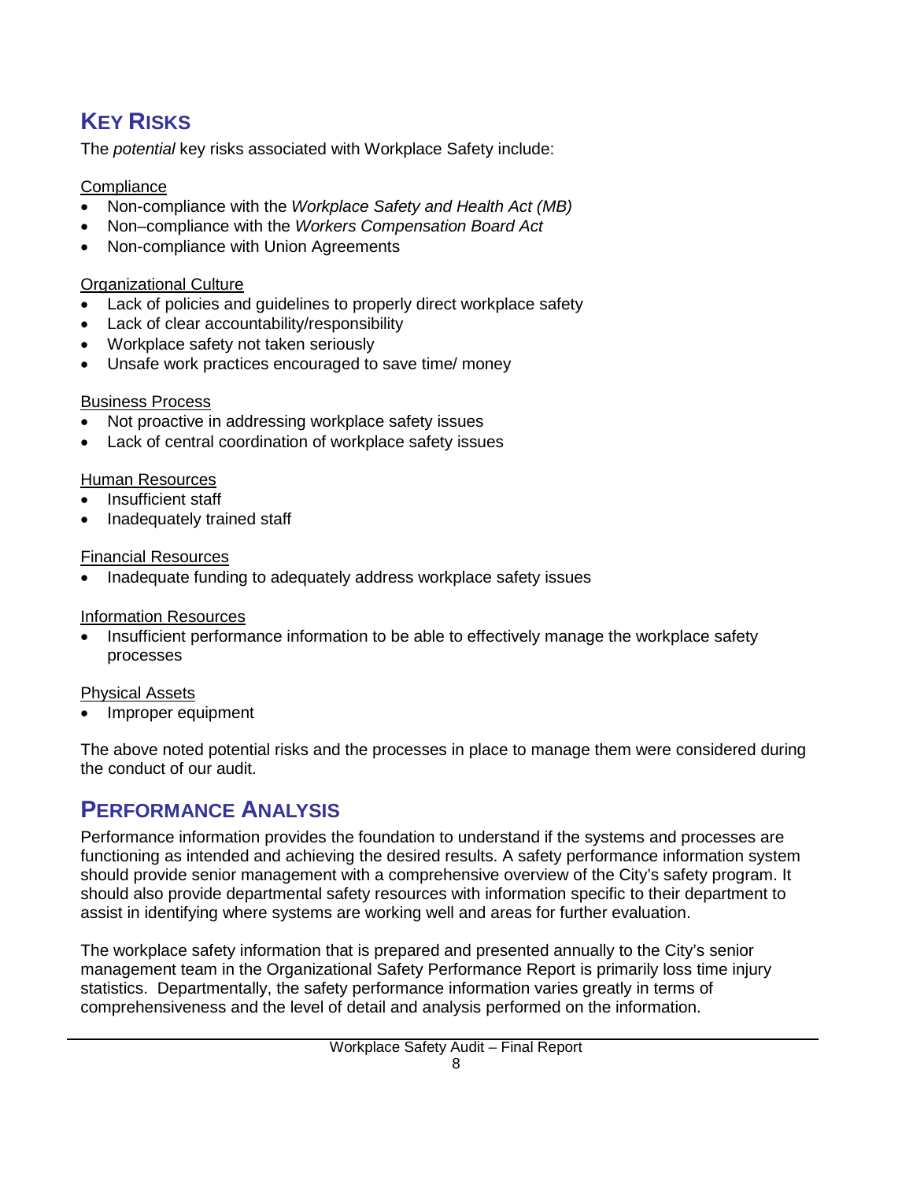## KEY RISKS

The *potential* key risks associated with Workplace Safety include:

Compliance

- Non-compliance with the *Workplace Safety and Health Act (MB)*
- Non–compliance with the *Workers Compensation Board Act*
- Non-compliance with Union Agreements

Organizational Culture

- Lack of policies and guidelines to properly direct workplace safety
- Lack of clear accountability/responsibility
- Workplace safety not taken seriously
- Unsafe work practices encouraged to save time/ money

Business Process

- Not proactive in addressing workplace safety issues
- Lack of central coordination of workplace safety issues

Human Resources

- Insufficient staff
- Inadequately trained staff

Financial Resources

- Inadequate funding to adequately address workplace safety issues

Information Resources

- Insufficient performance information to be able to effectively manage the workplace safety processes

Physical Assets

- Improper equipment

The above noted potential risks and the processes in place to manage them were considered during the conduct of our audit.

## PERFORMANCE ANALYSIS

Performance information provides the foundation to understand if the systems and processes are functioning as intended and achieving the desired results. A safety performance information system should provide senior management with a comprehensive overview of the City's safety program. It should also provide departmental safety resources with information specific to their department to assist in identifying where systems are working well and areas for further evaluation.

The workplace safety information that is prepared and presented annually to the City's senior management team in the Organizational Safety Performance Report is primarily loss time injury statistics. Departmentally, the safety performance information varies greatly in terms of comprehensiveness and the level of detail and analysis performed on the information.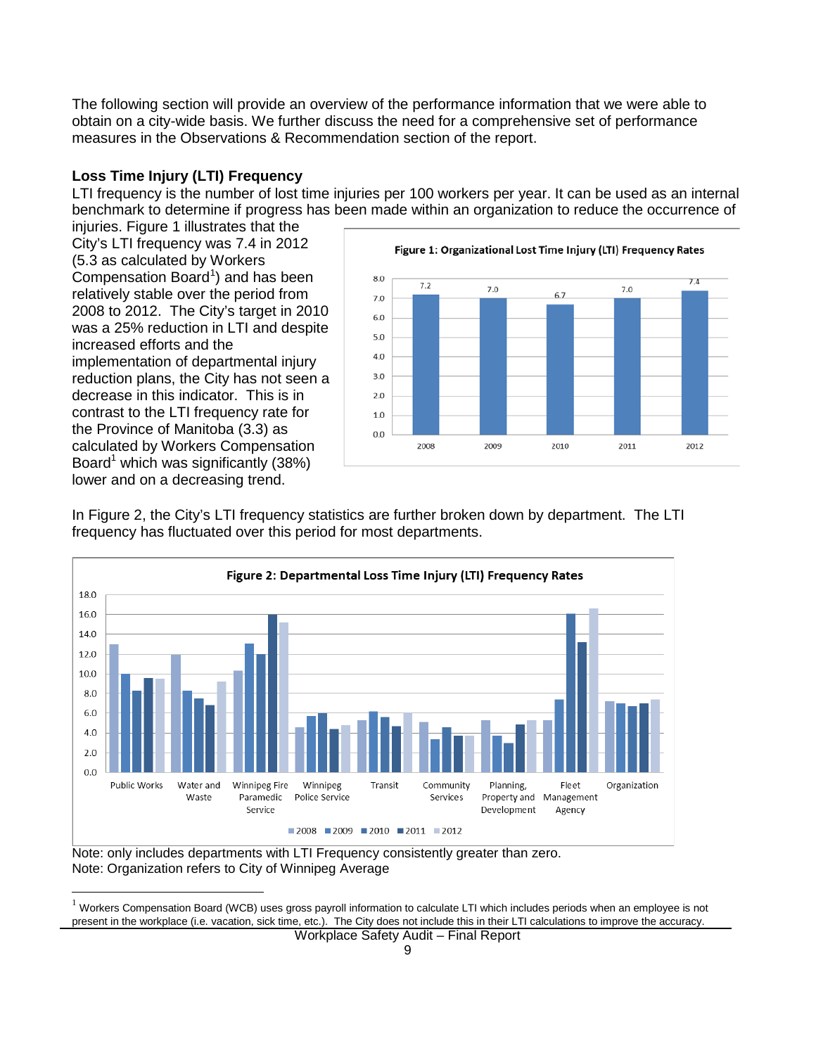The following section will provide an overview of the performance information that we were able to obtain on a city-wide basis. We further discuss the need for a comprehensive set of performance measures in the Observations & Recommendation section of the report.

**Loss Time Injury (LTI) Frequency**

LTI frequency is the number of lost time injuries per 100 workers per year. It can be used as an internal benchmark to determine if progress has been made within an organization to reduce the occurrence of injuries. Figure 1 illustrates that the City's LTI frequency was 7.4 in 2012 (5.3 as calculated by Workers Compensation Board[1]) and has been relatively stable over the period from 2008 to 2012. The City's target in 2010 was a 25% reduction in LTI and despite increased efforts and the implementation of departmental injury reduction plans, the City has not seen a decrease in this indicator. This is in contrast to the LTI frequency rate for the Province of Manitoba (3.3) as calculated by Workers Compensation Board[1] which was significantly (38%) lower and on a decreasing trend.

**Figure 1: Organizational Lost Time Injury (LTI) Frequency Rates**

| Year | LTI Frequency Rate |
|---|---|
| 2008 | 7.2 |
| 2009 | 7.0 |
| 2010 | 6.7 |
| 2011 | 7.0 |
| 2012 | 7.4 |

In Figure 2, the City's LTI frequency statistics are further broken down by department. The LTI frequency has fluctuated over this period for most departments.

**Figure 2: Departmental Loss Time Injury (LTI) Frequency Rates**

| Department | 2008 | 2009 | 2010 | 2011 | 2012 |
|---|---|---|---|---|---|
| Public Works | 13.0 | 10.0 | 8.3 | 9.6 | 9.5 |
| Water and Waste | 11.9 | 8.3 | 7.5 | 6.8 | 9.2 |
| Winnipeg Fire Paramedic Service | 10.3 | 13.1 | 12.0 | 16.0 | 15.2 |
| Winnipeg Police Service | 4.6 | 5.7 | 6.0 | 4.4 | 4.8 |
| Transit | 5.3 | 6.2 | 5.6 | 4.7 | 6.0 |
| Community Services | 5.1 | 3.4 | 4.6 | 3.7 | 3.7 |
| Planning, Property and Development | 5.3 | 3.7 | 3.0 | 4.9 | 5.3 |
| Fleet Management Agency | 5.3 | 7.4 | 16.1 | 13.2 | 16.6 |
| Organization | 7.2 | 7.0 | 6.7 | 7.0 | 7.4 |

Note: only includes departments with LTI Frequency consistently greater than zero.
Note: Organization refers to City of Winnipeg Average

[1] Workers Compensation Board (WCB) uses gross payroll information to calculate LTI which includes periods when an employee is not present in the workplace (i.e. vacation, sick time, etc.). The City does not include this in their LTI calculations to improve the accuracy.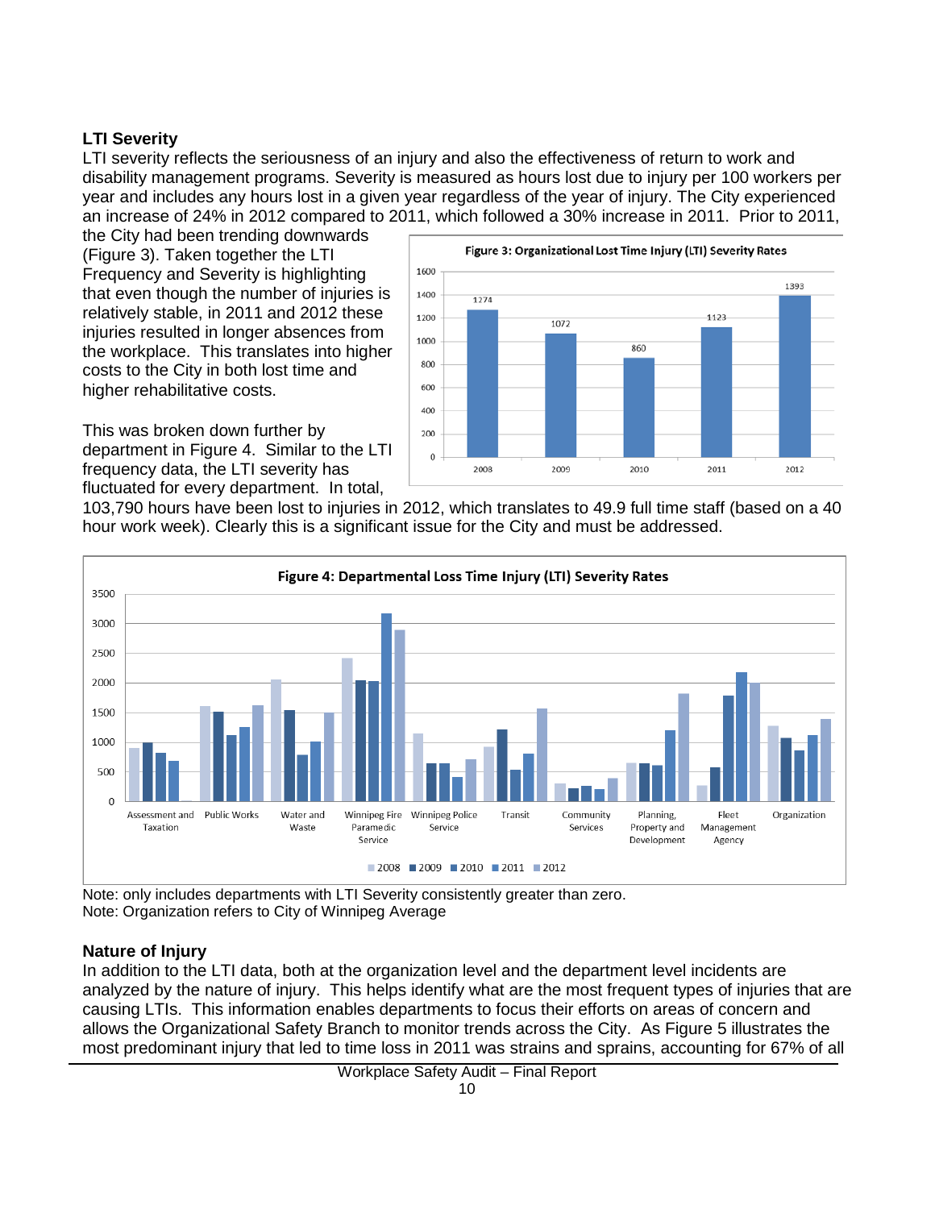### LTI Severity

LTI severity reflects the seriousness of an injury and also the effectiveness of return to work and disability management programs. Severity is measured as hours lost due to injury per 100 workers per year and includes any hours lost in a given year regardless of the year of injury. The City experienced an increase of 24% in 2012 compared to 2011, which followed a 30% increase in 2011. Prior to 2011, the City had been trending downwards (Figure 3). Taken together the LTI Frequency and Severity is highlighting that even though the number of injuries is relatively stable, in 2011 and 2012 these injuries resulted in longer absences from the workplace. This translates into higher costs to the City in both lost time and higher rehabilitative costs.

**Figure 3: Organizational Lost Time Injury (LTI) Severity Rates**

| Year | LTI Severity Rate |
|---|---|
| 2008 | 1274 |
| 2009 | 1072 |
| 2010 | 860 |
| 2011 | 1123 |
| 2012 | 1393 |

This was broken down further by department in Figure 4. Similar to the LTI frequency data, the LTI severity has fluctuated for every department. In total, 103,790 hours have been lost to injuries in 2012, which translates to 49.9 full time staff (based on a 40 hour work week). Clearly this is a significant issue for the City and must be addressed.

**Figure 4: Departmental Loss Time Injury (LTI) Severity Rates**

Departments shown (2008, 2009, 2010, 2011, 2012): Assessment and Taxation; Public Works; Water and Waste; Winnipeg Fire Paramedic Service; Winnipeg Police Service; Transit; Community Services; Planning, Property and Development; Fleet Management Agency; Organization.

Note: only includes departments with LTI Severity consistently greater than zero.
Note: Organization refers to City of Winnipeg Average

### Nature of Injury

In addition to the LTI data, both at the organization level and the department level incidents are analyzed by the nature of injury. This helps identify what are the most frequent types of injuries that are causing LTIs. This information enables departments to focus their efforts on areas of concern and allows the Organizational Safety Branch to monitor trends across the City. As Figure 5 illustrates the most predominant injury that led to time loss in 2011 was strains and sprains, accounting for 67% of all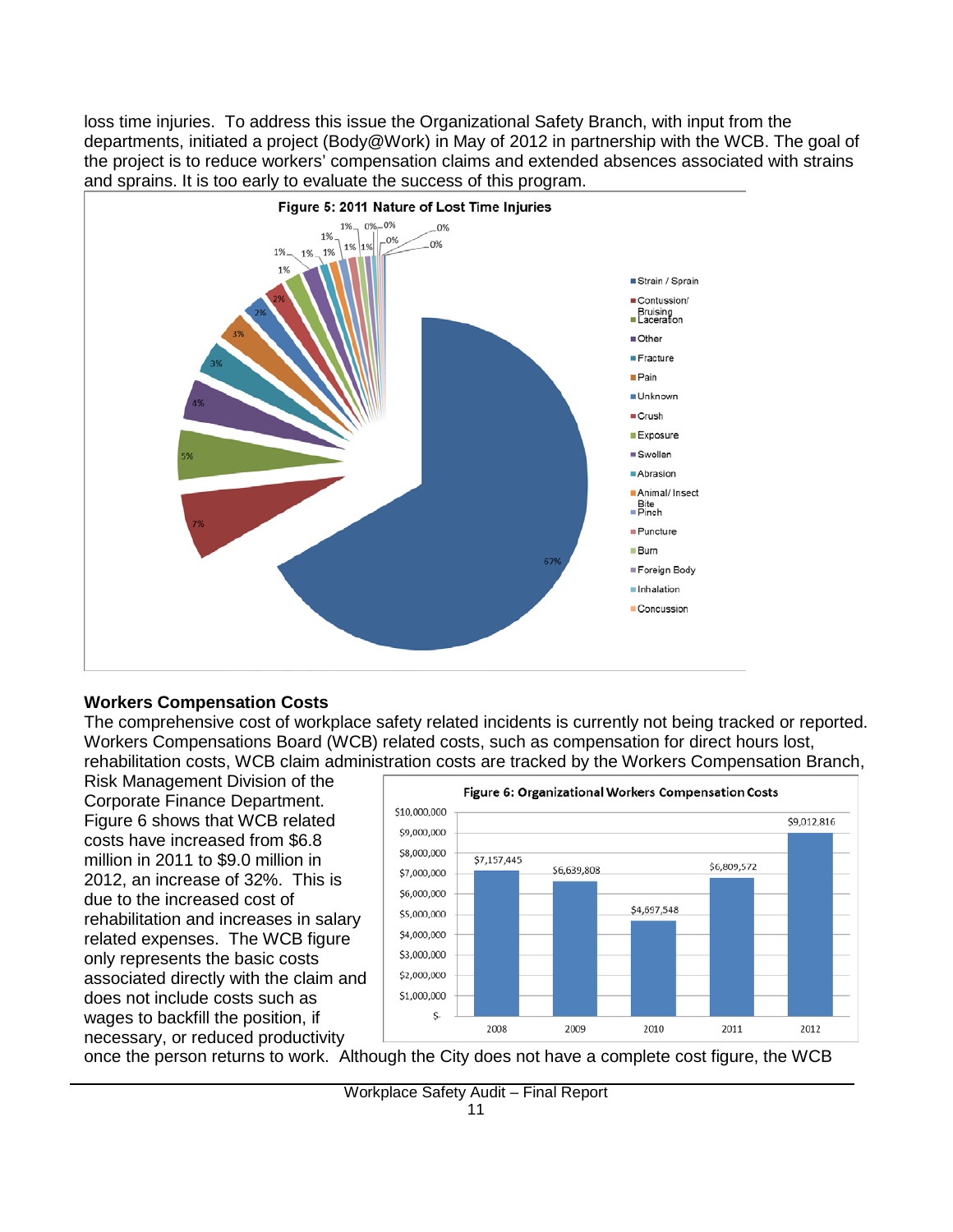loss time injuries. To address this issue the Organizational Safety Branch, with input from the departments, initiated a project (Body@Work) in May of 2012 in partnership with the WCB. The goal of the project is to reduce workers' compensation claims and extended absences associated with strains and sprains. It is too early to evaluate the success of this program.

**Figure 5: 2011 Nature of Lost Time Injuries**

| Nature of Injury | Percentage |
|---|---|
| Strain / Sprain | 67% |
| Contussion/ Bruising | 7% |
| Laceration | 5% |
| Other | 4% |
| Fracture | 3% |
| Pain | 3% |
| Unknown | 2% |
| Crush | 2% |
| Exposure | 1% |
| Swollen | 1% |
| Abrasion | 1% |
| Animal/ Insect Bite | 1% |
| Pinch | 1% |
| Puncture | 1% |
| Burn | 1% |
| Foreign Body | 0% |
| Inhalation | 0% |
| Concussion | 0% |

## Workers Compensation Costs

The comprehensive cost of workplace safety related incidents is currently not being tracked or reported. Workers Compensations Board (WCB) related costs, such as compensation for direct hours lost, rehabilitation costs, WCB claim administration costs are tracked by the Workers Compensation Branch, Risk Management Division of the Corporate Finance Department. Figure 6 shows that WCB related costs have increased from $6.8 million in 2011 to $9.0 million in 2012, an increase of 32%. This is due to the increased cost of rehabilitation and increases in salary related expenses. The WCB figure only represents the basic costs associated directly with the claim and does not include costs such as wages to backfill the position, if necessary, or reduced productivity once the person returns to work. Although the City does not have a complete cost figure, the WCB

**Figure 6: Organizational Workers Compensation Costs**

| Year | Cost |
|---|---|
| 2008 | $7,157,445 |
| 2009 | $6,639,808 |
| 2010 | $4,697,548 |
| 2011 | $6,809,572 |
| 2012 | $9,012,816 |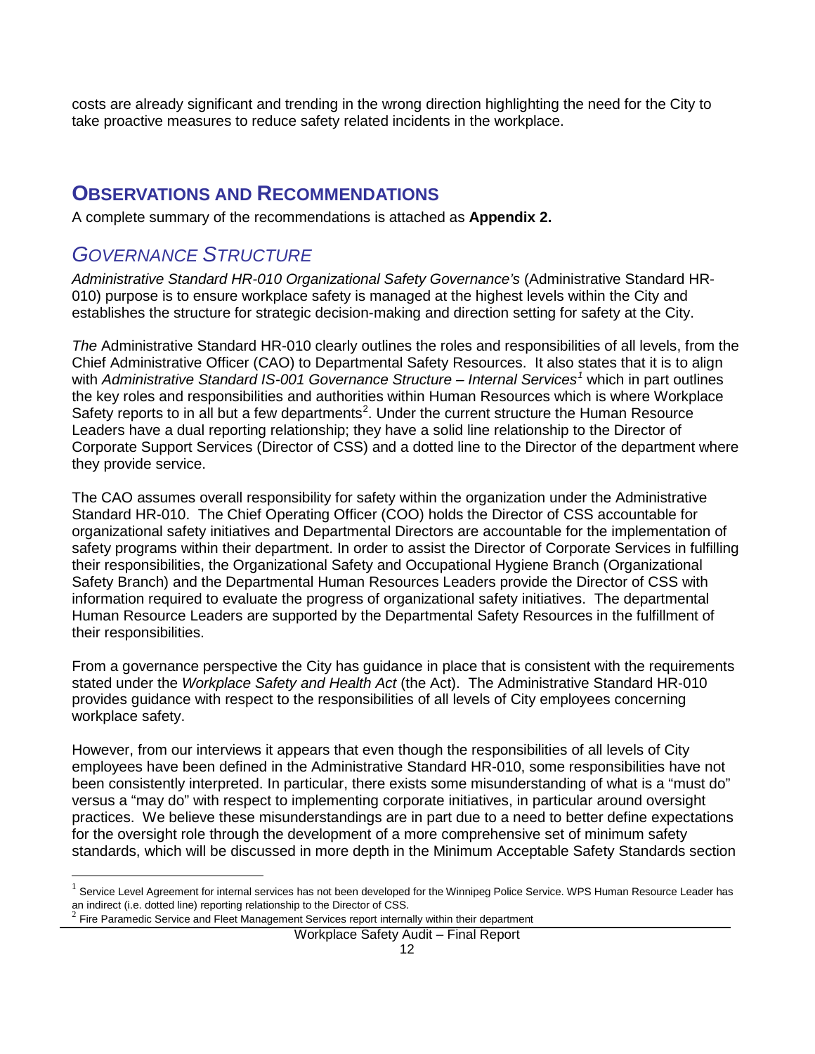costs are already significant and trending in the wrong direction highlighting the need for the City to take proactive measures to reduce safety related incidents in the workplace.

## OBSERVATIONS AND RECOMMENDATIONS

A complete summary of the recommendations is attached as **Appendix 2.**

### *GOVERNANCE STRUCTURE*

*Administrative Standard HR-010 Organizational Safety Governance's* (Administrative Standard HR-010) purpose is to ensure workplace safety is managed at the highest levels within the City and establishes the structure for strategic decision-making and direction setting for safety at the City.

*The* Administrative Standard HR-010 clearly outlines the roles and responsibilities of all levels, from the Chief Administrative Officer (CAO) to Departmental Safety Resources. It also states that it is to align with *Administrative Standard IS-001 Governance Structure – Internal Services*[1] which in part outlines the key roles and responsibilities and authorities within Human Resources which is where Workplace Safety reports to in all but a few departments[2]. Under the current structure the Human Resource Leaders have a dual reporting relationship; they have a solid line relationship to the Director of Corporate Support Services (Director of CSS) and a dotted line to the Director of the department where they provide service.

The CAO assumes overall responsibility for safety within the organization under the Administrative Standard HR-010. The Chief Operating Officer (COO) holds the Director of CSS accountable for organizational safety initiatives and Departmental Directors are accountable for the implementation of safety programs within their department. In order to assist the Director of Corporate Services in fulfilling their responsibilities, the Organizational Safety and Occupational Hygiene Branch (Organizational Safety Branch) and the Departmental Human Resources Leaders provide the Director of CSS with information required to evaluate the progress of organizational safety initiatives. The departmental Human Resource Leaders are supported by the Departmental Safety Resources in the fulfillment of their responsibilities.

From a governance perspective the City has guidance in place that is consistent with the requirements stated under the *Workplace Safety and Health Act* (the Act). The Administrative Standard HR-010 provides guidance with respect to the responsibilities of all levels of City employees concerning workplace safety.

However, from our interviews it appears that even though the responsibilities of all levels of City employees have been defined in the Administrative Standard HR-010, some responsibilities have not been consistently interpreted. In particular, there exists some misunderstanding of what is a "must do" versus a "may do" with respect to implementing corporate initiatives, in particular around oversight practices. We believe these misunderstandings are in part due to a need to better define expectations for the oversight role through the development of a more comprehensive set of minimum safety standards, which will be discussed in more depth in the Minimum Acceptable Safety Standards section

[1] Service Level Agreement for internal services has not been developed for the Winnipeg Police Service. WPS Human Resource Leader has an indirect (i.e. dotted line) reporting relationship to the Director of CSS.

[2] Fire Paramedic Service and Fleet Management Services report internally within their department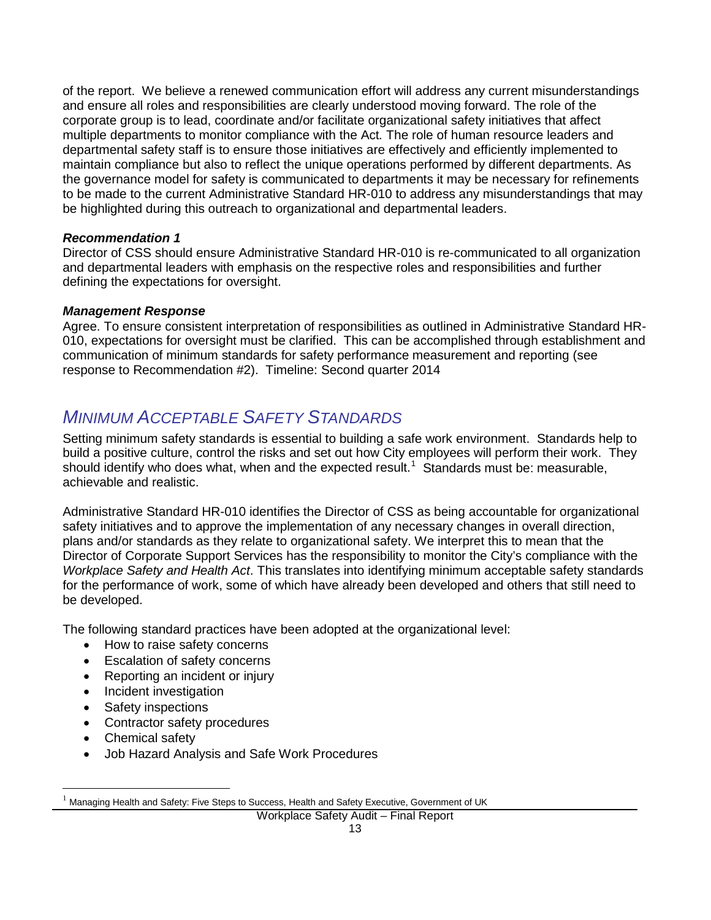of the report. We believe a renewed communication effort will address any current misunderstandings and ensure all roles and responsibilities are clearly understood moving forward. The role of the corporate group is to lead, coordinate and/or facilitate organizational safety initiatives that affect multiple departments to monitor compliance with the Act. The role of human resource leaders and departmental safety staff is to ensure those initiatives are effectively and efficiently implemented to maintain compliance but also to reflect the unique operations performed by different departments. As the governance model for safety is communicated to departments it may be necessary for refinements to be made to the current Administrative Standard HR-010 to address any misunderstandings that may be highlighted during this outreach to organizational and departmental leaders.

***Recommendation 1***

Director of CSS should ensure Administrative Standard HR-010 is re-communicated to all organization and departmental leaders with emphasis on the respective roles and responsibilities and further defining the expectations for oversight.

***Management Response***

Agree. To ensure consistent interpretation of responsibilities as outlined in Administrative Standard HR-010, expectations for oversight must be clarified. This can be accomplished through establishment and communication of minimum standards for safety performance measurement and reporting (see response to Recommendation #2). Timeline: Second quarter 2014

## *MINIMUM ACCEPTABLE SAFETY STANDARDS*

Setting minimum safety standards is essential to building a safe work environment. Standards help to build a positive culture, control the risks and set out how City employees will perform their work. They should identify who does what, when and the expected result.[1] Standards must be: measurable, achievable and realistic.

Administrative Standard HR-010 identifies the Director of CSS as being accountable for organizational safety initiatives and to approve the implementation of any necessary changes in overall direction, plans and/or standards as they relate to organizational safety. We interpret this to mean that the Director of Corporate Support Services has the responsibility to monitor the City's compliance with the *Workplace Safety and Health Act*. This translates into identifying minimum acceptable safety standards for the performance of work, some of which have already been developed and others that still need to be developed.

The following standard practices have been adopted at the organizational level:

- How to raise safety concerns
- Escalation of safety concerns
- Reporting an incident or injury
- Incident investigation
- Safety inspections
- Contractor safety procedures
- Chemical safety
- Job Hazard Analysis and Safe Work Procedures

[1] Managing Health and Safety: Five Steps to Success, Health and Safety Executive, Government of UK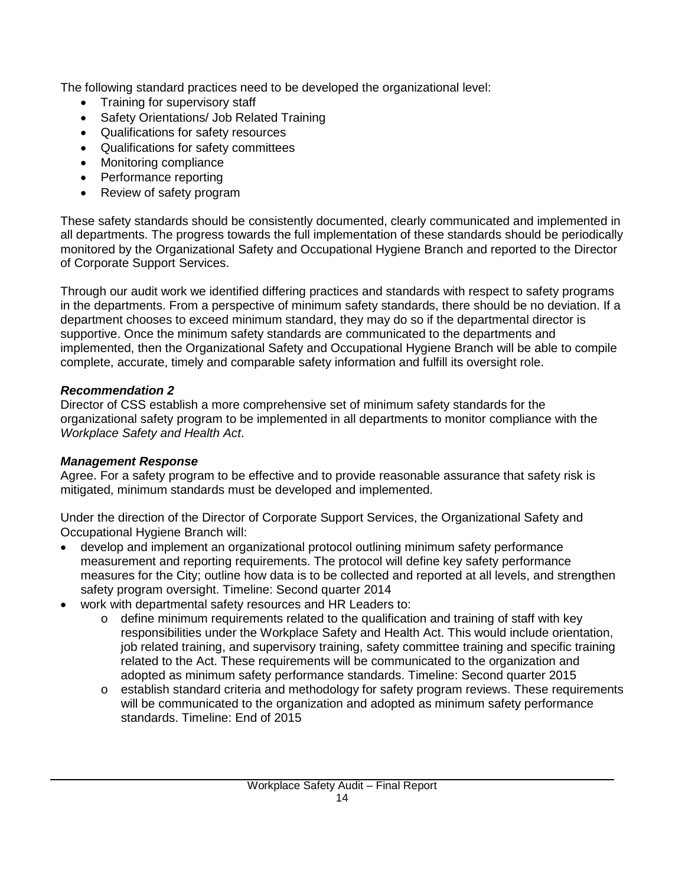The following standard practices need to be developed the organizational level:

- Training for supervisory staff
- Safety Orientations/ Job Related Training
- Qualifications for safety resources
- Qualifications for safety committees
- Monitoring compliance
- Performance reporting
- Review of safety program

These safety standards should be consistently documented, clearly communicated and implemented in all departments. The progress towards the full implementation of these standards should be periodically monitored by the Organizational Safety and Occupational Hygiene Branch and reported to the Director of Corporate Support Services.

Through our audit work we identified differing practices and standards with respect to safety programs in the departments. From a perspective of minimum safety standards, there should be no deviation. If a department chooses to exceed minimum standard, they may do so if the departmental director is supportive. Once the minimum safety standards are communicated to the departments and implemented, then the Organizational Safety and Occupational Hygiene Branch will be able to compile complete, accurate, timely and comparable safety information and fulfill its oversight role.

***Recommendation 2***

Director of CSS establish a more comprehensive set of minimum safety standards for the organizational safety program to be implemented in all departments to monitor compliance with the *Workplace Safety and Health Act*.

***Management Response***

Agree. For a safety program to be effective and to provide reasonable assurance that safety risk is mitigated, minimum standards must be developed and implemented.

Under the direction of the Director of Corporate Support Services, the Organizational Safety and Occupational Hygiene Branch will:

- develop and implement an organizational protocol outlining minimum safety performance measurement and reporting requirements. The protocol will define key safety performance measures for the City; outline how data is to be collected and reported at all levels, and strengthen safety program oversight. Timeline: Second quarter 2014
- work with departmental safety resources and HR Leaders to:
    - define minimum requirements related to the qualification and training of staff with key responsibilities under the Workplace Safety and Health Act. This would include orientation, job related training, and supervisory training, safety committee training and specific training related to the Act. These requirements will be communicated to the organization and adopted as minimum safety performance standards. Timeline: Second quarter 2015
    - establish standard criteria and methodology for safety program reviews. These requirements will be communicated to the organization and adopted as minimum safety performance standards. Timeline: End of 2015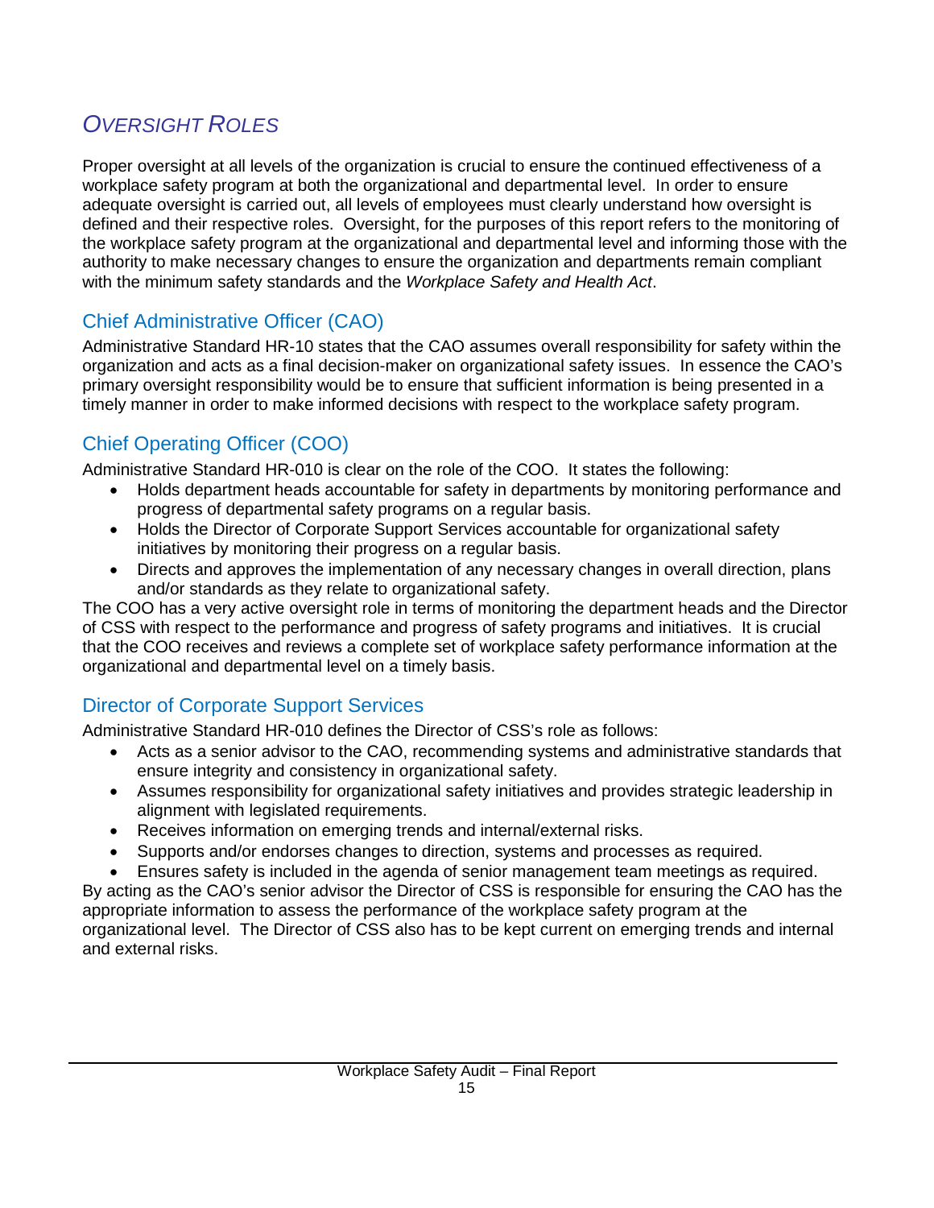## Oversight Roles

Proper oversight at all levels of the organization is crucial to ensure the continued effectiveness of a workplace safety program at both the organizational and departmental level. In order to ensure adequate oversight is carried out, all levels of employees must clearly understand how oversight is defined and their respective roles. Oversight, for the purposes of this report refers to the monitoring of the workplace safety program at the organizational and departmental level and informing those with the authority to make necessary changes to ensure the organization and departments remain compliant with the minimum safety standards and the *Workplace Safety and Health Act*.

### Chief Administrative Officer (CAO)

Administrative Standard HR-10 states that the CAO assumes overall responsibility for safety within the organization and acts as a final decision-maker on organizational safety issues. In essence the CAO's primary oversight responsibility would be to ensure that sufficient information is being presented in a timely manner in order to make informed decisions with respect to the workplace safety program.

### Chief Operating Officer (COO)

Administrative Standard HR-010 is clear on the role of the COO. It states the following:

- Holds department heads accountable for safety in departments by monitoring performance and progress of departmental safety programs on a regular basis.
- Holds the Director of Corporate Support Services accountable for organizational safety initiatives by monitoring their progress on a regular basis.
- Directs and approves the implementation of any necessary changes in overall direction, plans and/or standards as they relate to organizational safety.

The COO has a very active oversight role in terms of monitoring the department heads and the Director of CSS with respect to the performance and progress of safety programs and initiatives. It is crucial that the COO receives and reviews a complete set of workplace safety performance information at the organizational and departmental level on a timely basis.

### Director of Corporate Support Services

Administrative Standard HR-010 defines the Director of CSS's role as follows:

- Acts as a senior advisor to the CAO, recommending systems and administrative standards that ensure integrity and consistency in organizational safety.
- Assumes responsibility for organizational safety initiatives and provides strategic leadership in alignment with legislated requirements.
- Receives information on emerging trends and internal/external risks.
- Supports and/or endorses changes to direction, systems and processes as required.
- Ensures safety is included in the agenda of senior management team meetings as required.

By acting as the CAO's senior advisor the Director of CSS is responsible for ensuring the CAO has the appropriate information to assess the performance of the workplace safety program at the organizational level. The Director of CSS also has to be kept current on emerging trends and internal and external risks.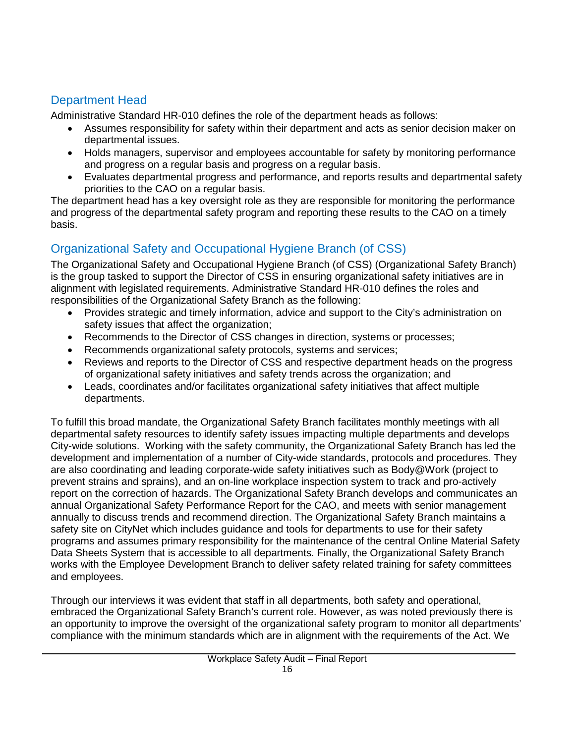## Department Head

Administrative Standard HR-010 defines the role of the department heads as follows:

- Assumes responsibility for safety within their department and acts as senior decision maker on departmental issues.
- Holds managers, supervisor and employees accountable for safety by monitoring performance and progress on a regular basis and progress on a regular basis.
- Evaluates departmental progress and performance, and reports results and departmental safety priorities to the CAO on a regular basis.

The department head has a key oversight role as they are responsible for monitoring the performance and progress of the departmental safety program and reporting these results to the CAO on a timely basis.

## Organizational Safety and Occupational Hygiene Branch (of CSS)

The Organizational Safety and Occupational Hygiene Branch (of CSS) (Organizational Safety Branch) is the group tasked to support the Director of CSS in ensuring organizational safety initiatives are in alignment with legislated requirements. Administrative Standard HR-010 defines the roles and responsibilities of the Organizational Safety Branch as the following:

- Provides strategic and timely information, advice and support to the City's administration on safety issues that affect the organization;
- Recommends to the Director of CSS changes in direction, systems or processes;
- Recommends organizational safety protocols, systems and services;
- Reviews and reports to the Director of CSS and respective department heads on the progress of organizational safety initiatives and safety trends across the organization; and
- Leads, coordinates and/or facilitates organizational safety initiatives that affect multiple departments.

To fulfill this broad mandate, the Organizational Safety Branch facilitates monthly meetings with all departmental safety resources to identify safety issues impacting multiple departments and develops City-wide solutions. Working with the safety community, the Organizational Safety Branch has led the development and implementation of a number of City-wide standards, protocols and procedures. They are also coordinating and leading corporate-wide safety initiatives such as Body@Work (project to prevent strains and sprains), and an on-line workplace inspection system to track and pro-actively report on the correction of hazards. The Organizational Safety Branch develops and communicates an annual Organizational Safety Performance Report for the CAO, and meets with senior management annually to discuss trends and recommend direction. The Organizational Safety Branch maintains a safety site on CityNet which includes guidance and tools for departments to use for their safety programs and assumes primary responsibility for the maintenance of the central Online Material Safety Data Sheets System that is accessible to all departments. Finally, the Organizational Safety Branch works with the Employee Development Branch to deliver safety related training for safety committees and employees.

Through our interviews it was evident that staff in all departments, both safety and operational, embraced the Organizational Safety Branch's current role. However, as was noted previously there is an opportunity to improve the oversight of the organizational safety program to monitor all departments' compliance with the minimum standards which are in alignment with the requirements of the Act. We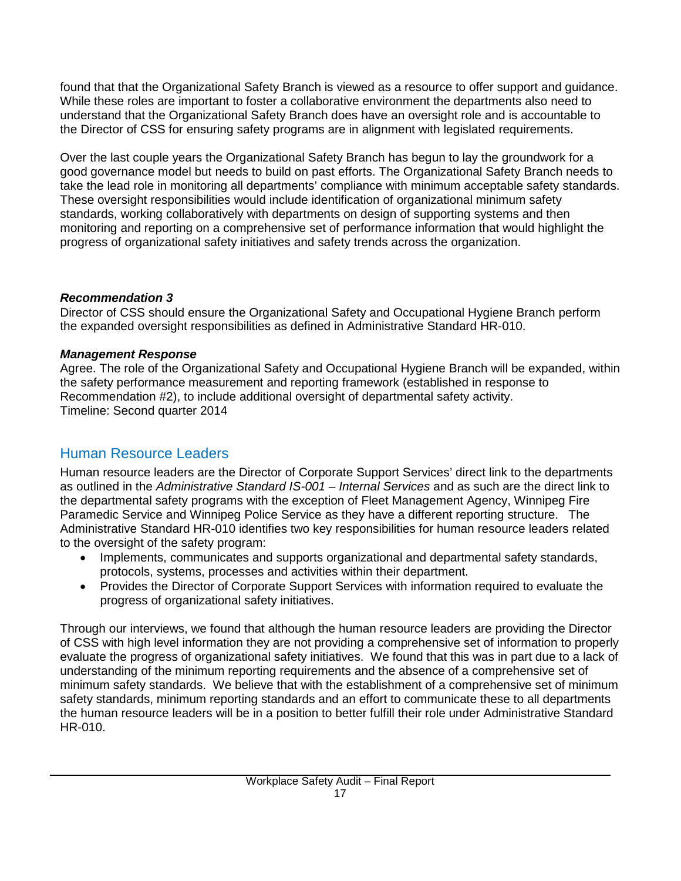found that that the Organizational Safety Branch is viewed as a resource to offer support and guidance. While these roles are important to foster a collaborative environment the departments also need to understand that the Organizational Safety Branch does have an oversight role and is accountable to the Director of CSS for ensuring safety programs are in alignment with legislated requirements.

Over the last couple years the Organizational Safety Branch has begun to lay the groundwork for a good governance model but needs to build on past efforts. The Organizational Safety Branch needs to take the lead role in monitoring all departments' compliance with minimum acceptable safety standards. These oversight responsibilities would include identification of organizational minimum safety standards, working collaboratively with departments on design of supporting systems and then monitoring and reporting on a comprehensive set of performance information that would highlight the progress of organizational safety initiatives and safety trends across the organization.

***Recommendation 3***

Director of CSS should ensure the Organizational Safety and Occupational Hygiene Branch perform the expanded oversight responsibilities as defined in Administrative Standard HR-010.

***Management Response***

Agree. The role of the Organizational Safety and Occupational Hygiene Branch will be expanded, within the safety performance measurement and reporting framework (established in response to Recommendation #2), to include additional oversight of departmental safety activity.
Timeline: Second quarter 2014

## Human Resource Leaders

Human resource leaders are the Director of Corporate Support Services' direct link to the departments as outlined in the *Administrative Standard IS-001 – Internal Services* and as such are the direct link to the departmental safety programs with the exception of Fleet Management Agency, Winnipeg Fire Paramedic Service and Winnipeg Police Service as they have a different reporting structure. The Administrative Standard HR-010 identifies two key responsibilities for human resource leaders related to the oversight of the safety program:

- Implements, communicates and supports organizational and departmental safety standards, protocols, systems, processes and activities within their department.
- Provides the Director of Corporate Support Services with information required to evaluate the progress of organizational safety initiatives.

Through our interviews, we found that although the human resource leaders are providing the Director of CSS with high level information they are not providing a comprehensive set of information to properly evaluate the progress of organizational safety initiatives. We found that this was in part due to a lack of understanding of the minimum reporting requirements and the absence of a comprehensive set of minimum safety standards. We believe that with the establishment of a comprehensive set of minimum safety standards, minimum reporting standards and an effort to communicate these to all departments the human resource leaders will be in a position to better fulfill their role under Administrative Standard HR-010.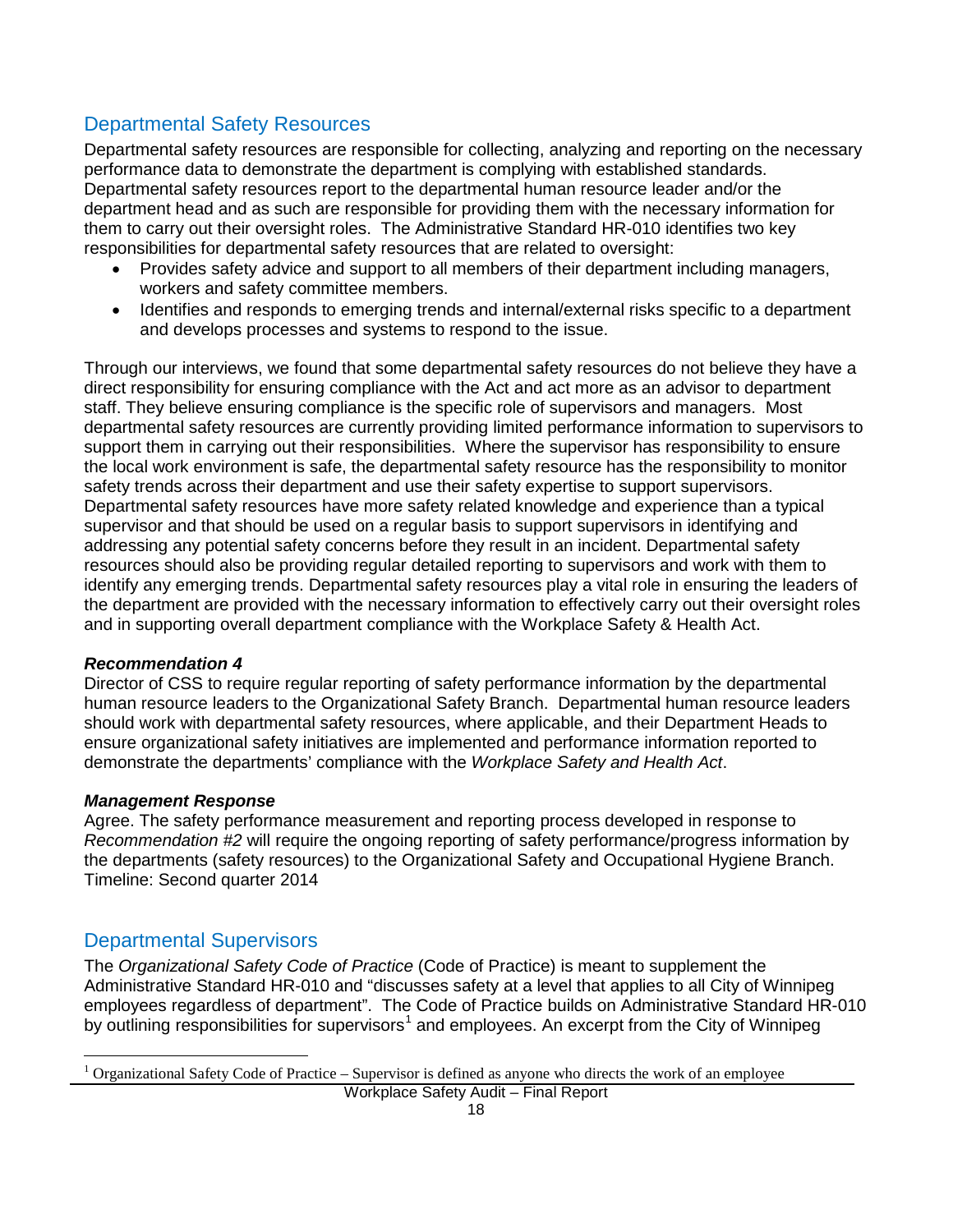## Departmental Safety Resources

Departmental safety resources are responsible for collecting, analyzing and reporting on the necessary performance data to demonstrate the department is complying with established standards. Departmental safety resources report to the departmental human resource leader and/or the department head and as such are responsible for providing them with the necessary information for them to carry out their oversight roles. The Administrative Standard HR-010 identifies two key responsibilities for departmental safety resources that are related to oversight:

- Provides safety advice and support to all members of their department including managers, workers and safety committee members.
- Identifies and responds to emerging trends and internal/external risks specific to a department and develops processes and systems to respond to the issue.

Through our interviews, we found that some departmental safety resources do not believe they have a direct responsibility for ensuring compliance with the Act and act more as an advisor to department staff. They believe ensuring compliance is the specific role of supervisors and managers. Most departmental safety resources are currently providing limited performance information to supervisors to support them in carrying out their responsibilities. Where the supervisor has responsibility to ensure the local work environment is safe, the departmental safety resource has the responsibility to monitor safety trends across their department and use their safety expertise to support supervisors. Departmental safety resources have more safety related knowledge and experience than a typical supervisor and that should be used on a regular basis to support supervisors in identifying and addressing any potential safety concerns before they result in an incident. Departmental safety resources should also be providing regular detailed reporting to supervisors and work with them to identify any emerging trends. Departmental safety resources play a vital role in ensuring the leaders of the department are provided with the necessary information to effectively carry out their oversight roles and in supporting overall department compliance with the Workplace Safety & Health Act.

***Recommendation 4***

Director of CSS to require regular reporting of safety performance information by the departmental human resource leaders to the Organizational Safety Branch. Departmental human resource leaders should work with departmental safety resources, where applicable, and their Department Heads to ensure organizational safety initiatives are implemented and performance information reported to demonstrate the departments' compliance with the *Workplace Safety and Health Act*.

***Management Response***

Agree. The safety performance measurement and reporting process developed in response to *Recommendation #2* will require the ongoing reporting of safety performance/progress information by the departments (safety resources) to the Organizational Safety and Occupational Hygiene Branch. Timeline: Second quarter 2014

## Departmental Supervisors

The *Organizational Safety Code of Practice* (Code of Practice) is meant to supplement the Administrative Standard HR-010 and "discusses safety at a level that applies to all City of Winnipeg employees regardless of department". The Code of Practice builds on Administrative Standard HR-010 by outlining responsibilities for supervisors[1] and employees. An excerpt from the City of Winnipeg

[1] Organizational Safety Code of Practice – Supervisor is defined as anyone who directs the work of an employee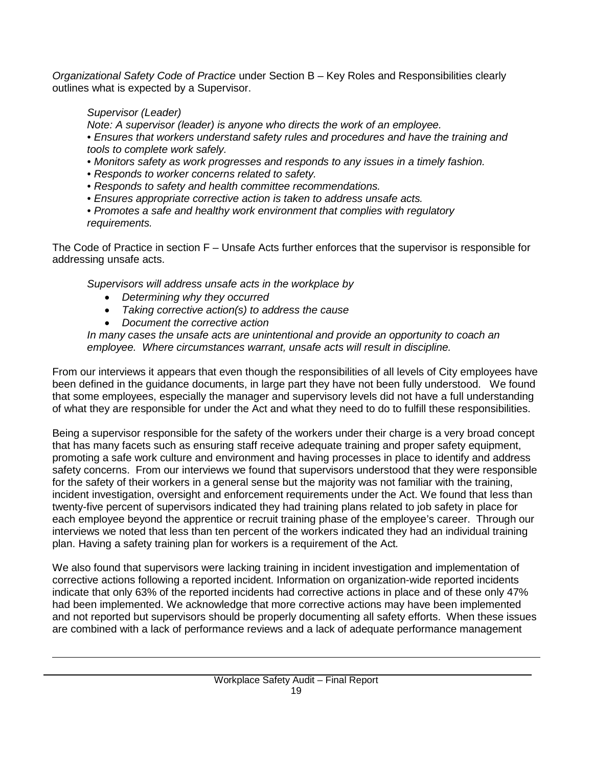*Organizational Safety Code of Practice* under Section B – Key Roles and Responsibilities clearly outlines what is expected by a Supervisor.

> *Supervisor (Leader)*
> *Note: A supervisor (leader) is anyone who directs the work of an employee.*
> *• Ensures that workers understand safety rules and procedures and have the training and tools to complete work safely.*
> *• Monitors safety as work progresses and responds to any issues in a timely fashion.*
> *• Responds to worker concerns related to safety.*
> *• Responds to safety and health committee recommendations.*
> *• Ensures appropriate corrective action is taken to address unsafe acts.*
> *• Promotes a safe and healthy work environment that complies with regulatory requirements.*

The Code of Practice in section F – Unsafe Acts further enforces that the supervisor is responsible for addressing unsafe acts.

> *Supervisors will address unsafe acts in the workplace by*
> - *Determining why they occurred*
> - *Taking corrective action(s) to address the cause*
> - *Document the corrective action*
>
> *In many cases the unsafe acts are unintentional and provide an opportunity to coach an employee. Where circumstances warrant, unsafe acts will result in discipline.*

From our interviews it appears that even though the responsibilities of all levels of City employees have been defined in the guidance documents, in large part they have not been fully understood. We found that some employees, especially the manager and supervisory levels did not have a full understanding of what they are responsible for under the Act and what they need to do to fulfill these responsibilities.

Being a supervisor responsible for the safety of the workers under their charge is a very broad concept that has many facets such as ensuring staff receive adequate training and proper safety equipment, promoting a safe work culture and environment and having processes in place to identify and address safety concerns. From our interviews we found that supervisors understood that they were responsible for the safety of their workers in a general sense but the majority was not familiar with the training, incident investigation, oversight and enforcement requirements under the Act. We found that less than twenty-five percent of supervisors indicated they had training plans related to job safety in place for each employee beyond the apprentice or recruit training phase of the employee's career. Through our interviews we noted that less than ten percent of the workers indicated they had an individual training plan. Having a safety training plan for workers is a requirement of the Act.

We also found that supervisors were lacking training in incident investigation and implementation of corrective actions following a reported incident. Information on organization-wide reported incidents indicate that only 63% of the reported incidents had corrective actions in place and of these only 47% had been implemented. We acknowledge that more corrective actions may have been implemented and not reported but supervisors should be properly documenting all safety efforts. When these issues are combined with a lack of performance reviews and a lack of adequate performance management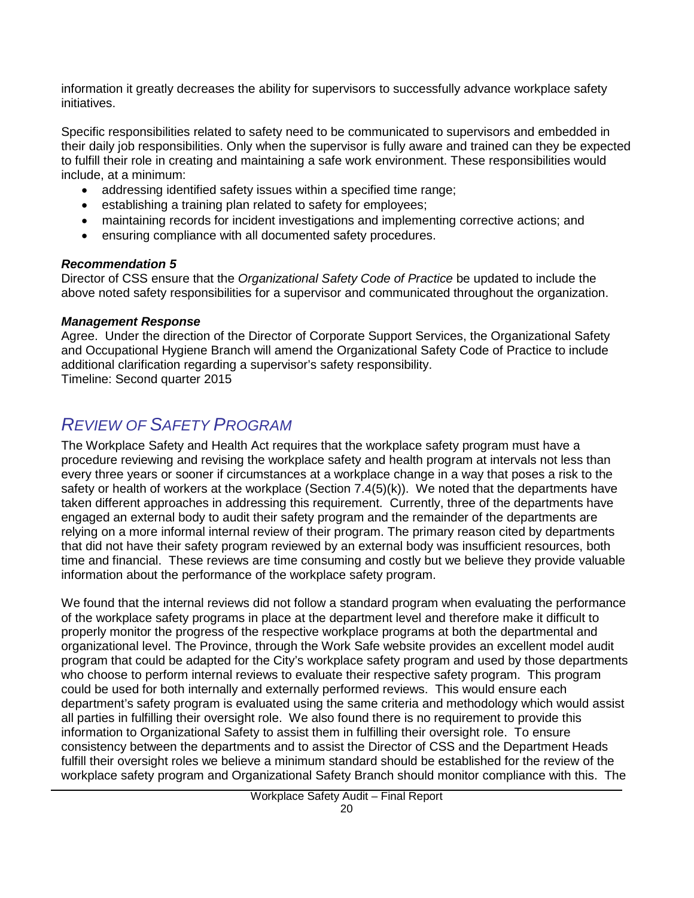information it greatly decreases the ability for supervisors to successfully advance workplace safety initiatives.

Specific responsibilities related to safety need to be communicated to supervisors and embedded in their daily job responsibilities. Only when the supervisor is fully aware and trained can they be expected to fulfill their role in creating and maintaining a safe work environment. These responsibilities would include, at a minimum:

- addressing identified safety issues within a specified time range;
- establishing a training plan related to safety for employees;
- maintaining records for incident investigations and implementing corrective actions; and
- ensuring compliance with all documented safety procedures.

***Recommendation 5***

Director of CSS ensure that the *Organizational Safety Code of Practice* be updated to include the above noted safety responsibilities for a supervisor and communicated throughout the organization.

***Management Response***

Agree. Under the direction of the Director of Corporate Support Services, the Organizational Safety and Occupational Hygiene Branch will amend the Organizational Safety Code of Practice to include additional clarification regarding a supervisor's safety responsibility.
Timeline: Second quarter 2015

## *REVIEW OF SAFETY PROGRAM*

The Workplace Safety and Health Act requires that the workplace safety program must have a procedure reviewing and revising the workplace safety and health program at intervals not less than every three years or sooner if circumstances at a workplace change in a way that poses a risk to the safety or health of workers at the workplace (Section 7.4(5)(k)). We noted that the departments have taken different approaches in addressing this requirement. Currently, three of the departments have engaged an external body to audit their safety program and the remainder of the departments are relying on a more informal internal review of their program. The primary reason cited by departments that did not have their safety program reviewed by an external body was insufficient resources, both time and financial. These reviews are time consuming and costly but we believe they provide valuable information about the performance of the workplace safety program.

We found that the internal reviews did not follow a standard program when evaluating the performance of the workplace safety programs in place at the department level and therefore make it difficult to properly monitor the progress of the respective workplace programs at both the departmental and organizational level. The Province, through the Work Safe website provides an excellent model audit program that could be adapted for the City's workplace safety program and used by those departments who choose to perform internal reviews to evaluate their respective safety program. This program could be used for both internally and externally performed reviews. This would ensure each department's safety program is evaluated using the same criteria and methodology which would assist all parties in fulfilling their oversight role. We also found there is no requirement to provide this information to Organizational Safety to assist them in fulfilling their oversight role. To ensure consistency between the departments and to assist the Director of CSS and the Department Heads fulfill their oversight roles we believe a minimum standard should be established for the review of the workplace safety program and Organizational Safety Branch should monitor compliance with this. The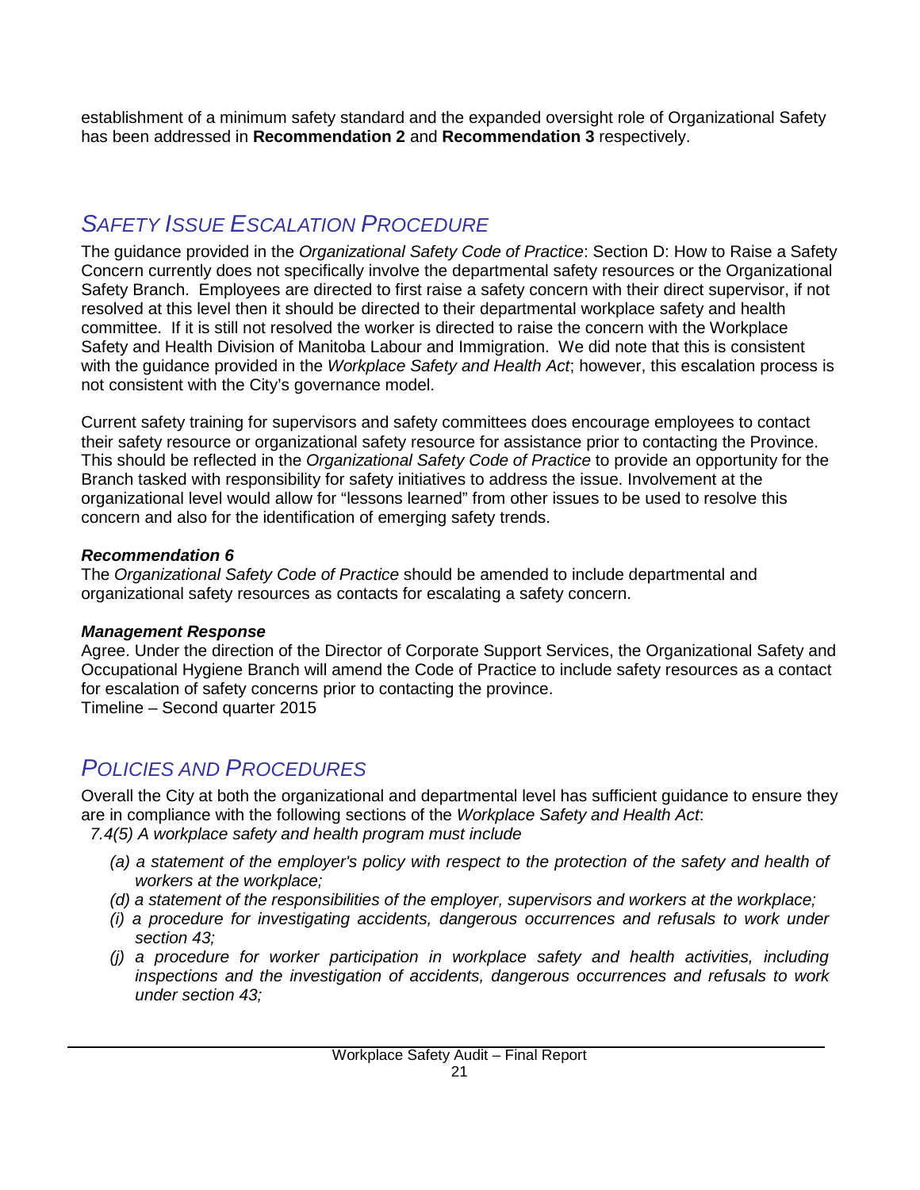establishment of a minimum safety standard and the expanded oversight role of Organizational Safety has been addressed in **Recommendation 2** and **Recommendation 3** respectively.

## *Safety Issue Escalation Procedure*

The guidance provided in the *Organizational Safety Code of Practice*: Section D: How to Raise a Safety Concern currently does not specifically involve the departmental safety resources or the Organizational Safety Branch. Employees are directed to first raise a safety concern with their direct supervisor, if not resolved at this level then it should be directed to their departmental workplace safety and health committee. If it is still not resolved the worker is directed to raise the concern with the Workplace Safety and Health Division of Manitoba Labour and Immigration. We did note that this is consistent with the guidance provided in the *Workplace Safety and Health Act*; however, this escalation process is not consistent with the City's governance model.

Current safety training for supervisors and safety committees does encourage employees to contact their safety resource or organizational safety resource for assistance prior to contacting the Province. This should be reflected in the *Organizational Safety Code of Practice* to provide an opportunity for the Branch tasked with responsibility for safety initiatives to address the issue. Involvement at the organizational level would allow for "lessons learned" from other issues to be used to resolve this concern and also for the identification of emerging safety trends.

***Recommendation 6***

The *Organizational Safety Code of Practice* should be amended to include departmental and organizational safety resources as contacts for escalating a safety concern.

***Management Response***

Agree. Under the direction of the Director of Corporate Support Services, the Organizational Safety and Occupational Hygiene Branch will amend the Code of Practice to include safety resources as a contact for escalation of safety concerns prior to contacting the province.
Timeline – Second quarter 2015

## *Policies and Procedures*

Overall the City at both the organizational and departmental level has sufficient guidance to ensure they are in compliance with the following sections of the *Workplace Safety and Health Act*:

*7.4(5) A workplace safety and health program must include*

- *(a) a statement of the employer's policy with respect to the protection of the safety and health of workers at the workplace;*
- *(d) a statement of the responsibilities of the employer, supervisors and workers at the workplace;*
- *(i) a procedure for investigating accidents, dangerous occurrences and refusals to work under section 43;*
- *(j) a procedure for worker participation in workplace safety and health activities, including inspections and the investigation of accidents, dangerous occurrences and refusals to work under section 43;*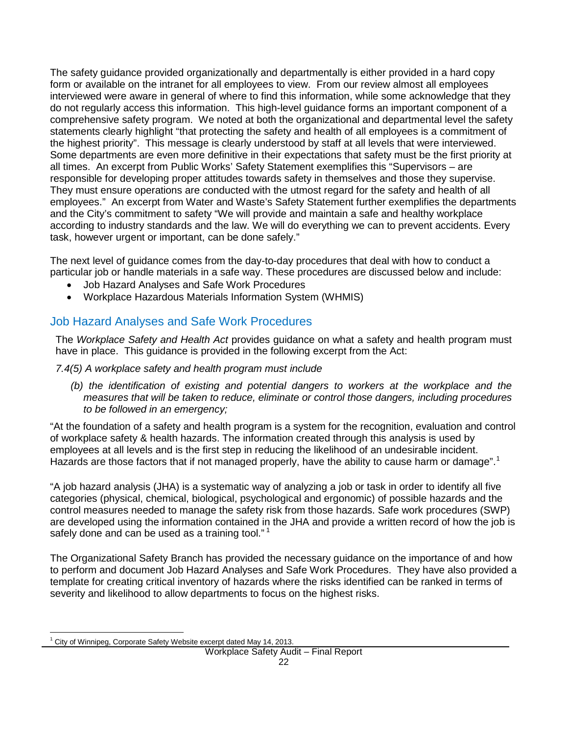The safety guidance provided organizationally and departmentally is either provided in a hard copy form or available on the intranet for all employees to view. From our review almost all employees interviewed were aware in general of where to find this information, while some acknowledge that they do not regularly access this information. This high-level guidance forms an important component of a comprehensive safety program. We noted at both the organizational and departmental level the safety statements clearly highlight "that protecting the safety and health of all employees is a commitment of the highest priority". This message is clearly understood by staff at all levels that were interviewed. Some departments are even more definitive in their expectations that safety must be the first priority at all times. An excerpt from Public Works' Safety Statement exemplifies this "Supervisors – are responsible for developing proper attitudes towards safety in themselves and those they supervise. They must ensure operations are conducted with the utmost regard for the safety and health of all employees." An excerpt from Water and Waste's Safety Statement further exemplifies the departments and the City's commitment to safety "We will provide and maintain a safe and healthy workplace according to industry standards and the law. We will do everything we can to prevent accidents. Every task, however urgent or important, can be done safely."

The next level of guidance comes from the day-to-day procedures that deal with how to conduct a particular job or handle materials in a safe way. These procedures are discussed below and include:

- Job Hazard Analyses and Safe Work Procedures
- Workplace Hazardous Materials Information System (WHMIS)

## Job Hazard Analyses and Safe Work Procedures

The *Workplace Safety and Health Act* provides guidance on what a safety and health program must have in place. This guidance is provided in the following excerpt from the Act:

*7.4(5) A workplace safety and health program must include*

> *(b) the identification of existing and potential dangers to workers at the workplace and the measures that will be taken to reduce, eliminate or control those dangers, including procedures to be followed in an emergency;*

"At the foundation of a safety and health program is a system for the recognition, evaluation and control of workplace safety & health hazards. The information created through this analysis is used by employees at all levels and is the first step in reducing the likelihood of an undesirable incident. Hazards are those factors that if not managed properly, have the ability to cause harm or damage".[1]

"A job hazard analysis (JHA) is a systematic way of analyzing a job or task in order to identify all five categories (physical, chemical, biological, psychological and ergonomic) of possible hazards and the control measures needed to manage the safety risk from those hazards. Safe work procedures (SWP) are developed using the information contained in the JHA and provide a written record of how the job is safely done and can be used as a training tool." [1]

The Organizational Safety Branch has provided the necessary guidance on the importance of and how to perform and document Job Hazard Analyses and Safe Work Procedures. They have also provided a template for creating critical inventory of hazards where the risks identified can be ranked in terms of severity and likelihood to allow departments to focus on the highest risks.

[1] City of Winnipeg, Corporate Safety Website excerpt dated May 14, 2013.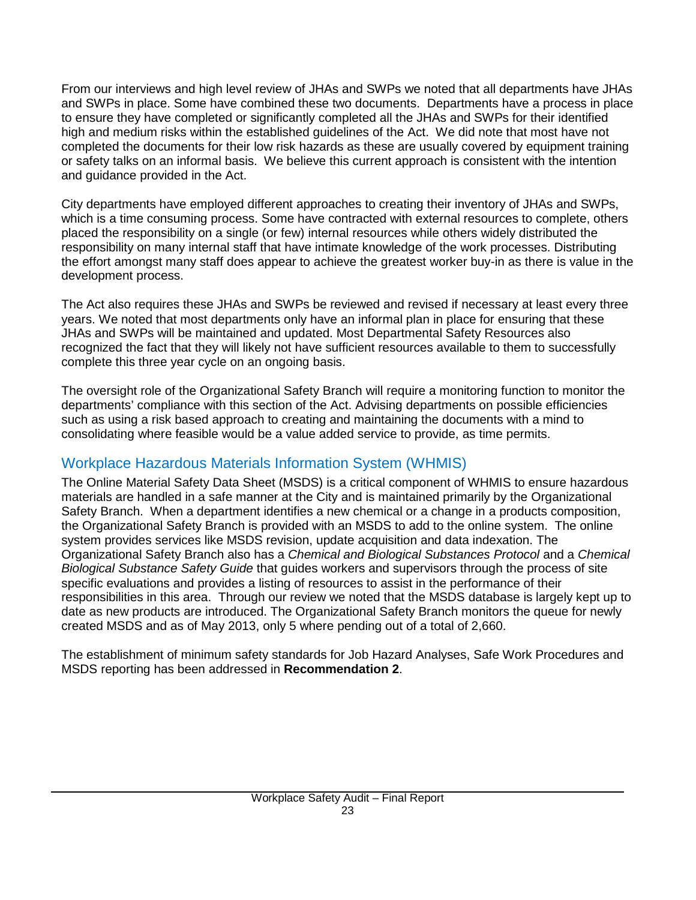From our interviews and high level review of JHAs and SWPs we noted that all departments have JHAs and SWPs in place. Some have combined these two documents. Departments have a process in place to ensure they have completed or significantly completed all the JHAs and SWPs for their identified high and medium risks within the established guidelines of the Act. We did note that most have not completed the documents for their low risk hazards as these are usually covered by equipment training or safety talks on an informal basis. We believe this current approach is consistent with the intention and guidance provided in the Act.

City departments have employed different approaches to creating their inventory of JHAs and SWPs, which is a time consuming process. Some have contracted with external resources to complete, others placed the responsibility on a single (or few) internal resources while others widely distributed the responsibility on many internal staff that have intimate knowledge of the work processes. Distributing the effort amongst many staff does appear to achieve the greatest worker buy-in as there is value in the development process.

The Act also requires these JHAs and SWPs be reviewed and revised if necessary at least every three years. We noted that most departments only have an informal plan in place for ensuring that these JHAs and SWPs will be maintained and updated. Most Departmental Safety Resources also recognized the fact that they will likely not have sufficient resources available to them to successfully complete this three year cycle on an ongoing basis.

The oversight role of the Organizational Safety Branch will require a monitoring function to monitor the departments' compliance with this section of the Act. Advising departments on possible efficiencies such as using a risk based approach to creating and maintaining the documents with a mind to consolidating where feasible would be a value added service to provide, as time permits.

## Workplace Hazardous Materials Information System (WHMIS)

The Online Material Safety Data Sheet (MSDS) is a critical component of WHMIS to ensure hazardous materials are handled in a safe manner at the City and is maintained primarily by the Organizational Safety Branch. When a department identifies a new chemical or a change in a products composition, the Organizational Safety Branch is provided with an MSDS to add to the online system. The online system provides services like MSDS revision, update acquisition and data indexation. The Organizational Safety Branch also has a *Chemical and Biological Substances Protocol* and a *Chemical Biological Substance Safety Guide* that guides workers and supervisors through the process of site specific evaluations and provides a listing of resources to assist in the performance of their responsibilities in this area. Through our review we noted that the MSDS database is largely kept up to date as new products are introduced. The Organizational Safety Branch monitors the queue for newly created MSDS and as of May 2013, only 5 where pending out of a total of 2,660.

The establishment of minimum safety standards for Job Hazard Analyses, Safe Work Procedures and MSDS reporting has been addressed in **Recommendation 2**.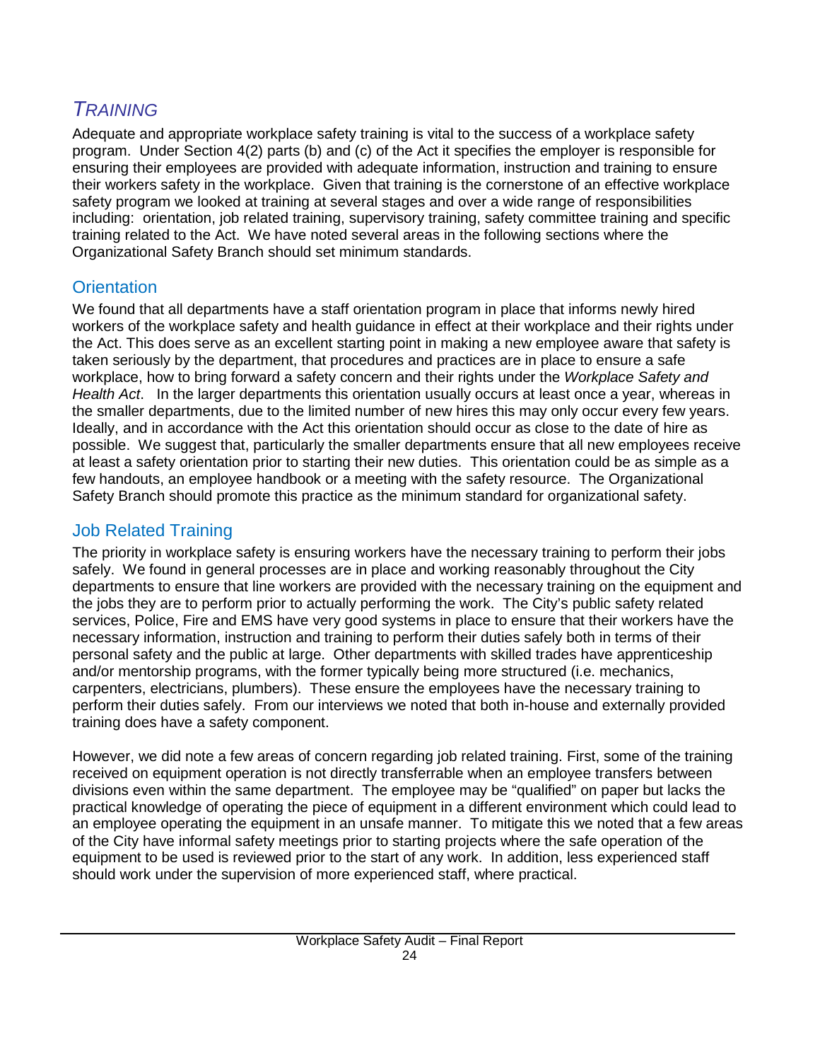## *TRAINING*

Adequate and appropriate workplace safety training is vital to the success of a workplace safety program. Under Section 4(2) parts (b) and (c) of the Act it specifies the employer is responsible for ensuring their employees are provided with adequate information, instruction and training to ensure their workers safety in the workplace. Given that training is the cornerstone of an effective workplace safety program we looked at training at several stages and over a wide range of responsibilities including: orientation, job related training, supervisory training, safety committee training and specific training related to the Act. We have noted several areas in the following sections where the Organizational Safety Branch should set minimum standards.

### Orientation

We found that all departments have a staff orientation program in place that informs newly hired workers of the workplace safety and health guidance in effect at their workplace and their rights under the Act. This does serve as an excellent starting point in making a new employee aware that safety is taken seriously by the department, that procedures and practices are in place to ensure a safe workplace, how to bring forward a safety concern and their rights under the *Workplace Safety and Health Act*. In the larger departments this orientation usually occurs at least once a year, whereas in the smaller departments, due to the limited number of new hires this may only occur every few years. Ideally, and in accordance with the Act this orientation should occur as close to the date of hire as possible. We suggest that, particularly the smaller departments ensure that all new employees receive at least a safety orientation prior to starting their new duties. This orientation could be as simple as a few handouts, an employee handbook or a meeting with the safety resource. The Organizational Safety Branch should promote this practice as the minimum standard for organizational safety.

### Job Related Training

The priority in workplace safety is ensuring workers have the necessary training to perform their jobs safely. We found in general processes are in place and working reasonably throughout the City departments to ensure that line workers are provided with the necessary training on the equipment and the jobs they are to perform prior to actually performing the work. The City's public safety related services, Police, Fire and EMS have very good systems in place to ensure that their workers have the necessary information, instruction and training to perform their duties safely both in terms of their personal safety and the public at large. Other departments with skilled trades have apprenticeship and/or mentorship programs, with the former typically being more structured (i.e. mechanics, carpenters, electricians, plumbers). These ensure the employees have the necessary training to perform their duties safely. From our interviews we noted that both in-house and externally provided training does have a safety component.

However, we did note a few areas of concern regarding job related training. First, some of the training received on equipment operation is not directly transferrable when an employee transfers between divisions even within the same department. The employee may be "qualified" on paper but lacks the practical knowledge of operating the piece of equipment in a different environment which could lead to an employee operating the equipment in an unsafe manner. To mitigate this we noted that a few areas of the City have informal safety meetings prior to starting projects where the safe operation of the equipment to be used is reviewed prior to the start of any work. In addition, less experienced staff should work under the supervision of more experienced staff, where practical.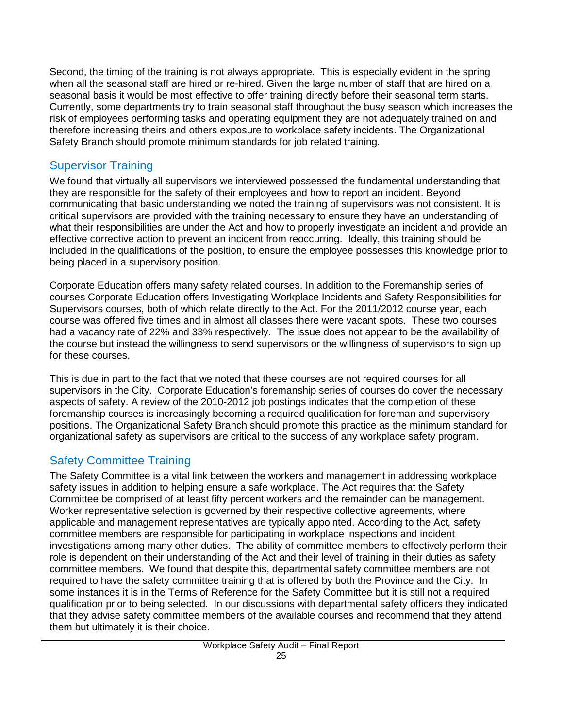Second, the timing of the training is not always appropriate. This is especially evident in the spring when all the seasonal staff are hired or re-hired. Given the large number of staff that are hired on a seasonal basis it would be most effective to offer training directly before their seasonal term starts. Currently, some departments try to train seasonal staff throughout the busy season which increases the risk of employees performing tasks and operating equipment they are not adequately trained on and therefore increasing theirs and others exposure to workplace safety incidents. The Organizational Safety Branch should promote minimum standards for job related training.

## Supervisor Training

We found that virtually all supervisors we interviewed possessed the fundamental understanding that they are responsible for the safety of their employees and how to report an incident. Beyond communicating that basic understanding we noted the training of supervisors was not consistent. It is critical supervisors are provided with the training necessary to ensure they have an understanding of what their responsibilities are under the Act and how to properly investigate an incident and provide an effective corrective action to prevent an incident from reoccurring. Ideally, this training should be included in the qualifications of the position, to ensure the employee possesses this knowledge prior to being placed in a supervisory position.

Corporate Education offers many safety related courses. In addition to the Foremanship series of courses Corporate Education offers Investigating Workplace Incidents and Safety Responsibilities for Supervisors courses, both of which relate directly to the Act. For the 2011/2012 course year, each course was offered five times and in almost all classes there were vacant spots. These two courses had a vacancy rate of 22% and 33% respectively. The issue does not appear to be the availability of the course but instead the willingness to send supervisors or the willingness of supervisors to sign up for these courses.

This is due in part to the fact that we noted that these courses are not required courses for all supervisors in the City. Corporate Education's foremanship series of courses do cover the necessary aspects of safety. A review of the 2010-2012 job postings indicates that the completion of these foremanship courses is increasingly becoming a required qualification for foreman and supervisory positions. The Organizational Safety Branch should promote this practice as the minimum standard for organizational safety as supervisors are critical to the success of any workplace safety program.

## Safety Committee Training

The Safety Committee is a vital link between the workers and management in addressing workplace safety issues in addition to helping ensure a safe workplace. The Act requires that the Safety Committee be comprised of at least fifty percent workers and the remainder can be management. Worker representative selection is governed by their respective collective agreements, where applicable and management representatives are typically appointed. According to the Act, safety committee members are responsible for participating in workplace inspections and incident investigations among many other duties. The ability of committee members to effectively perform their role is dependent on their understanding of the Act and their level of training in their duties as safety committee members. We found that despite this, departmental safety committee members are not required to have the safety committee training that is offered by both the Province and the City. In some instances it is in the Terms of Reference for the Safety Committee but it is still not a required qualification prior to being selected. In our discussions with departmental safety officers they indicated that they advise safety committee members of the available courses and recommend that they attend them but ultimately it is their choice.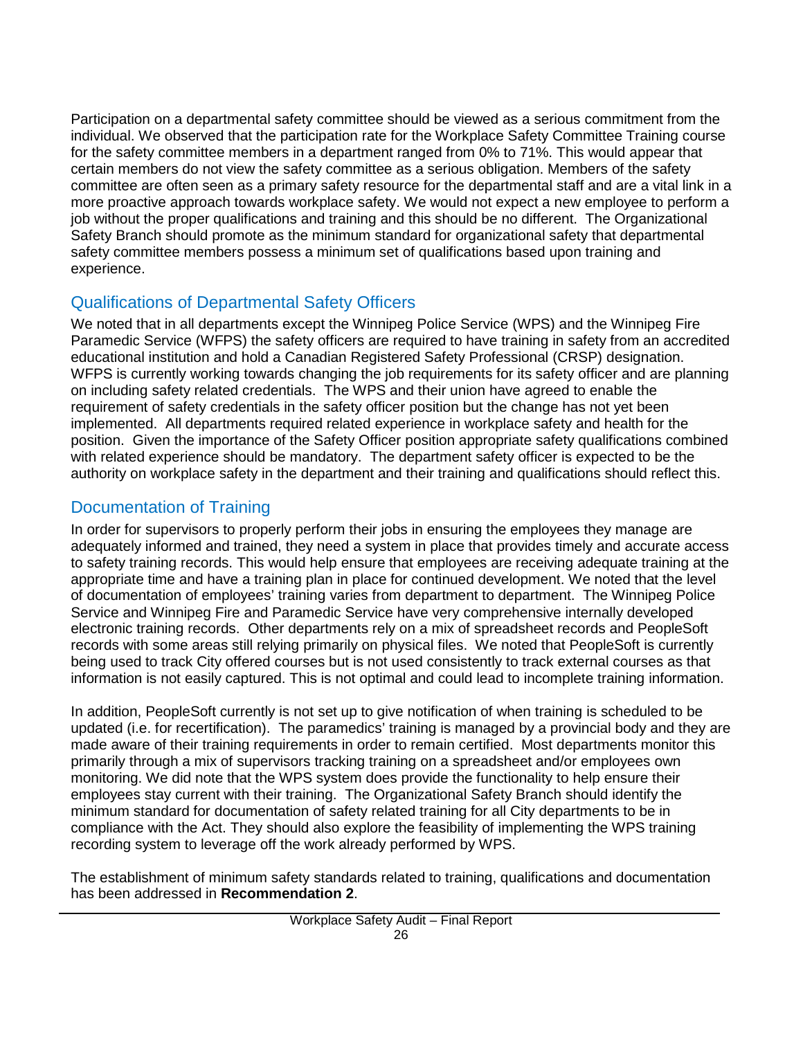Participation on a departmental safety committee should be viewed as a serious commitment from the individual. We observed that the participation rate for the Workplace Safety Committee Training course for the safety committee members in a department ranged from 0% to 71%. This would appear that certain members do not view the safety committee as a serious obligation. Members of the safety committee are often seen as a primary safety resource for the departmental staff and are a vital link in a more proactive approach towards workplace safety. We would not expect a new employee to perform a job without the proper qualifications and training and this should be no different. The Organizational Safety Branch should promote as the minimum standard for organizational safety that departmental safety committee members possess a minimum set of qualifications based upon training and experience.

## Qualifications of Departmental Safety Officers

We noted that in all departments except the Winnipeg Police Service (WPS) and the Winnipeg Fire Paramedic Service (WFPS) the safety officers are required to have training in safety from an accredited educational institution and hold a Canadian Registered Safety Professional (CRSP) designation. WFPS is currently working towards changing the job requirements for its safety officer and are planning on including safety related credentials. The WPS and their union have agreed to enable the requirement of safety credentials in the safety officer position but the change has not yet been implemented. All departments required related experience in workplace safety and health for the position. Given the importance of the Safety Officer position appropriate safety qualifications combined with related experience should be mandatory. The department safety officer is expected to be the authority on workplace safety in the department and their training and qualifications should reflect this.

## Documentation of Training

In order for supervisors to properly perform their jobs in ensuring the employees they manage are adequately informed and trained, they need a system in place that provides timely and accurate access to safety training records. This would help ensure that employees are receiving adequate training at the appropriate time and have a training plan in place for continued development. We noted that the level of documentation of employees' training varies from department to department. The Winnipeg Police Service and Winnipeg Fire and Paramedic Service have very comprehensive internally developed electronic training records. Other departments rely on a mix of spreadsheet records and PeopleSoft records with some areas still relying primarily on physical files. We noted that PeopleSoft is currently being used to track City offered courses but is not used consistently to track external courses as that information is not easily captured. This is not optimal and could lead to incomplete training information.

In addition, PeopleSoft currently is not set up to give notification of when training is scheduled to be updated (i.e. for recertification). The paramedics' training is managed by a provincial body and they are made aware of their training requirements in order to remain certified. Most departments monitor this primarily through a mix of supervisors tracking training on a spreadsheet and/or employees own monitoring. We did note that the WPS system does provide the functionality to help ensure their employees stay current with their training. The Organizational Safety Branch should identify the minimum standard for documentation of safety related training for all City departments to be in compliance with the Act. They should also explore the feasibility of implementing the WPS training recording system to leverage off the work already performed by WPS.

The establishment of minimum safety standards related to training, qualifications and documentation has been addressed in **Recommendation 2**.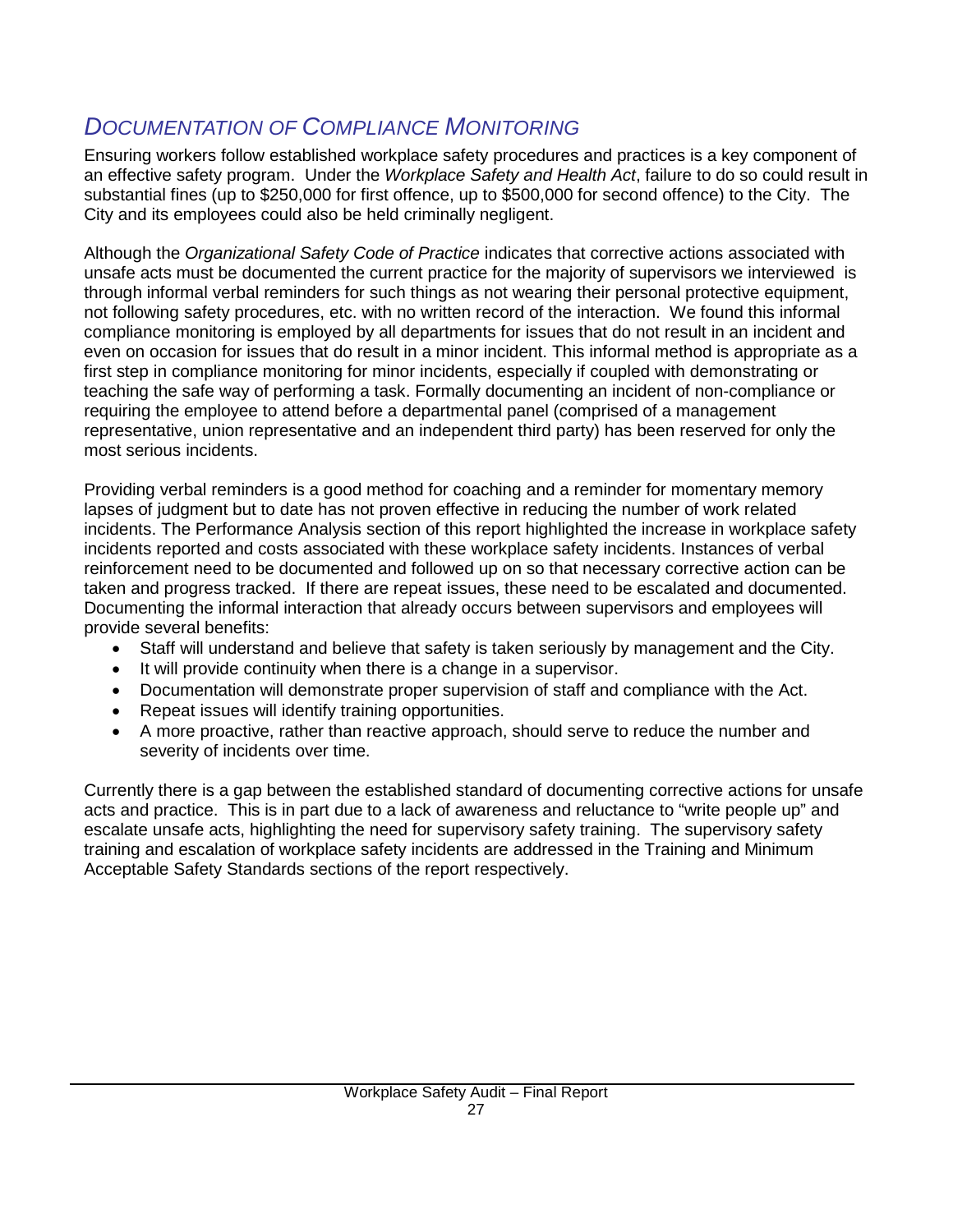## *Documentation of Compliance Monitoring*

Ensuring workers follow established workplace safety procedures and practices is a key component of an effective safety program. Under the *Workplace Safety and Health Act*, failure to do so could result in substantial fines (up to $250,000 for first offence, up to $500,000 for second offence) to the City. The City and its employees could also be held criminally negligent.

Although the *Organizational Safety Code of Practice* indicates that corrective actions associated with unsafe acts must be documented the current practice for the majority of supervisors we interviewed is through informal verbal reminders for such things as not wearing their personal protective equipment, not following safety procedures, etc. with no written record of the interaction. We found this informal compliance monitoring is employed by all departments for issues that do not result in an incident and even on occasion for issues that do result in a minor incident. This informal method is appropriate as a first step in compliance monitoring for minor incidents, especially if coupled with demonstrating or teaching the safe way of performing a task. Formally documenting an incident of non-compliance or requiring the employee to attend before a departmental panel (comprised of a management representative, union representative and an independent third party) has been reserved for only the most serious incidents.

Providing verbal reminders is a good method for coaching and a reminder for momentary memory lapses of judgment but to date has not proven effective in reducing the number of work related incidents. The Performance Analysis section of this report highlighted the increase in workplace safety incidents reported and costs associated with these workplace safety incidents. Instances of verbal reinforcement need to be documented and followed up on so that necessary corrective action can be taken and progress tracked. If there are repeat issues, these need to be escalated and documented. Documenting the informal interaction that already occurs between supervisors and employees will provide several benefits:

- Staff will understand and believe that safety is taken seriously by management and the City.
- It will provide continuity when there is a change in a supervisor.
- Documentation will demonstrate proper supervision of staff and compliance with the Act.
- Repeat issues will identify training opportunities.
- A more proactive, rather than reactive approach, should serve to reduce the number and severity of incidents over time.

Currently there is a gap between the established standard of documenting corrective actions for unsafe acts and practice. This is in part due to a lack of awareness and reluctance to "write people up" and escalate unsafe acts, highlighting the need for supervisory safety training. The supervisory safety training and escalation of workplace safety incidents are addressed in the Training and Minimum Acceptable Safety Standards sections of the report respectively.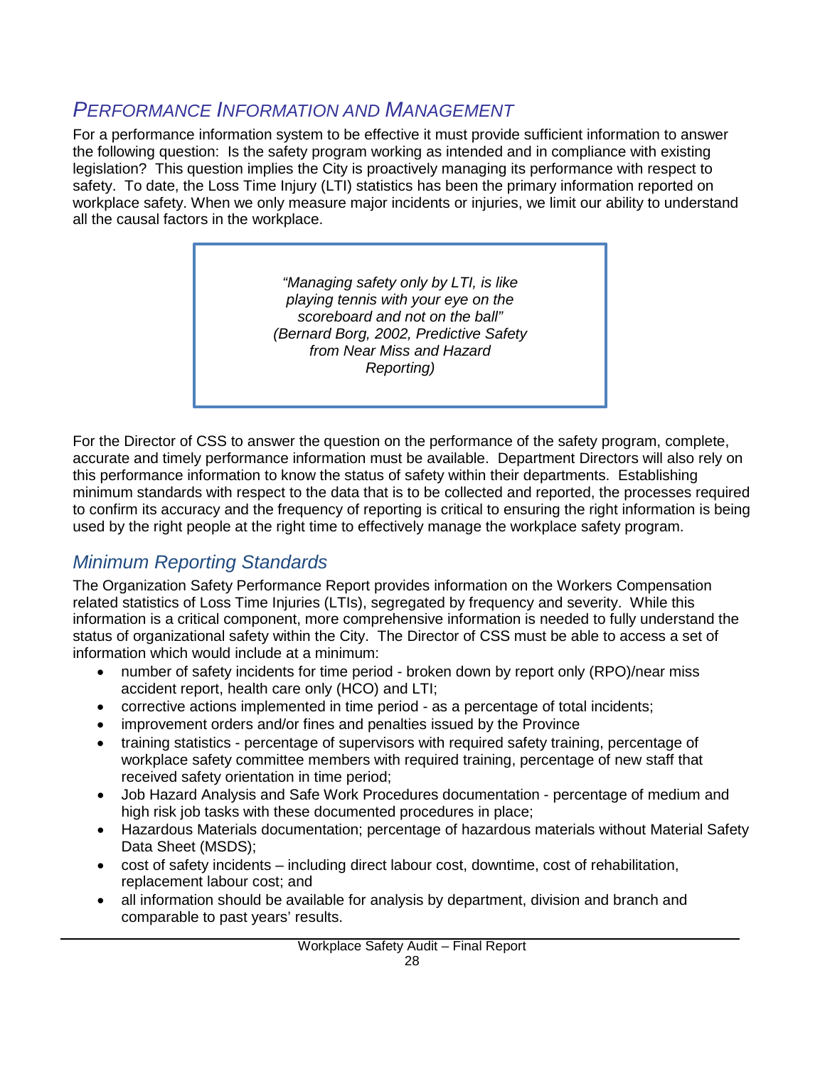## *Performance Information and Management*

For a performance information system to be effective it must provide sufficient information to answer the following question: Is the safety program working as intended and in compliance with existing legislation? This question implies the City is proactively managing its performance with respect to safety. To date, the Loss Time Injury (LTI) statistics has been the primary information reported on workplace safety. When we only measure major incidents or injuries, we limit our ability to understand all the causal factors in the workplace.

> *"Managing safety only by LTI, is like playing tennis with your eye on the scoreboard and not on the ball" (Bernard Borg, 2002, Predictive Safety from Near Miss and Hazard Reporting)*

For the Director of CSS to answer the question on the performance of the safety program, complete, accurate and timely performance information must be available. Department Directors will also rely on this performance information to know the status of safety within their departments. Establishing minimum standards with respect to the data that is to be collected and reported, the processes required to confirm its accuracy and the frequency of reporting is critical to ensuring the right information is being used by the right people at the right time to effectively manage the workplace safety program.

### *Minimum Reporting Standards*

The Organization Safety Performance Report provides information on the Workers Compensation related statistics of Loss Time Injuries (LTIs), segregated by frequency and severity. While this information is a critical component, more comprehensive information is needed to fully understand the status of organizational safety within the City. The Director of CSS must be able to access a set of information which would include at a minimum:

- number of safety incidents for time period - broken down by report only (RPO)/near miss accident report, health care only (HCO) and LTI;
- corrective actions implemented in time period - as a percentage of total incidents;
- improvement orders and/or fines and penalties issued by the Province
- training statistics - percentage of supervisors with required safety training, percentage of workplace safety committee members with required training, percentage of new staff that received safety orientation in time period;
- Job Hazard Analysis and Safe Work Procedures documentation - percentage of medium and high risk job tasks with these documented procedures in place;
- Hazardous Materials documentation; percentage of hazardous materials without Material Safety Data Sheet (MSDS);
- cost of safety incidents – including direct labour cost, downtime, cost of rehabilitation, replacement labour cost; and
- all information should be available for analysis by department, division and branch and comparable to past years' results.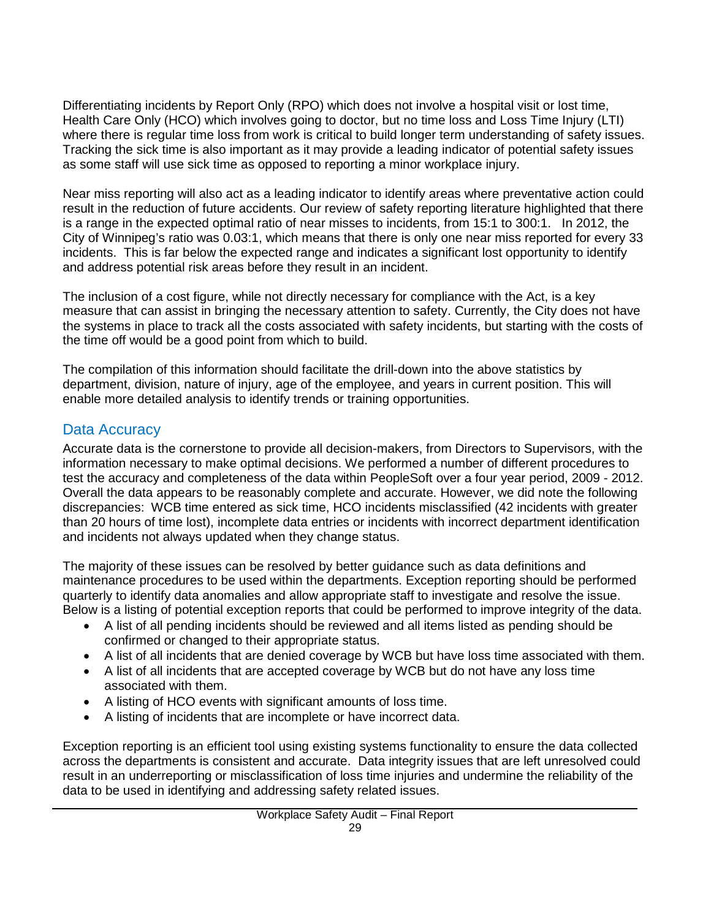Differentiating incidents by Report Only (RPO) which does not involve a hospital visit or lost time, Health Care Only (HCO) which involves going to doctor, but no time loss and Loss Time Injury (LTI) where there is regular time loss from work is critical to build longer term understanding of safety issues. Tracking the sick time is also important as it may provide a leading indicator of potential safety issues as some staff will use sick time as opposed to reporting a minor workplace injury.

Near miss reporting will also act as a leading indicator to identify areas where preventative action could result in the reduction of future accidents. Our review of safety reporting literature highlighted that there is a range in the expected optimal ratio of near misses to incidents, from 15:1 to 300:1. In 2012, the City of Winnipeg's ratio was 0.03:1, which means that there is only one near miss reported for every 33 incidents. This is far below the expected range and indicates a significant lost opportunity to identify and address potential risk areas before they result in an incident.

The inclusion of a cost figure, while not directly necessary for compliance with the Act, is a key measure that can assist in bringing the necessary attention to safety. Currently, the City does not have the systems in place to track all the costs associated with safety incidents, but starting with the costs of the time off would be a good point from which to build.

The compilation of this information should facilitate the drill-down into the above statistics by department, division, nature of injury, age of the employee, and years in current position. This will enable more detailed analysis to identify trends or training opportunities.

## Data Accuracy

Accurate data is the cornerstone to provide all decision-makers, from Directors to Supervisors, with the information necessary to make optimal decisions. We performed a number of different procedures to test the accuracy and completeness of the data within PeopleSoft over a four year period, 2009 - 2012. Overall the data appears to be reasonably complete and accurate. However, we did note the following discrepancies: WCB time entered as sick time, HCO incidents misclassified (42 incidents with greater than 20 hours of time lost), incomplete data entries or incidents with incorrect department identification and incidents not always updated when they change status.

The majority of these issues can be resolved by better guidance such as data definitions and maintenance procedures to be used within the departments. Exception reporting should be performed quarterly to identify data anomalies and allow appropriate staff to investigate and resolve the issue. Below is a listing of potential exception reports that could be performed to improve integrity of the data.

- A list of all pending incidents should be reviewed and all items listed as pending should be confirmed or changed to their appropriate status.
- A list of all incidents that are denied coverage by WCB but have loss time associated with them.
- A list of all incidents that are accepted coverage by WCB but do not have any loss time associated with them.
- A listing of HCO events with significant amounts of loss time.
- A listing of incidents that are incomplete or have incorrect data.

Exception reporting is an efficient tool using existing systems functionality to ensure the data collected across the departments is consistent and accurate. Data integrity issues that are left unresolved could result in an underreporting or misclassification of loss time injuries and undermine the reliability of the data to be used in identifying and addressing safety related issues.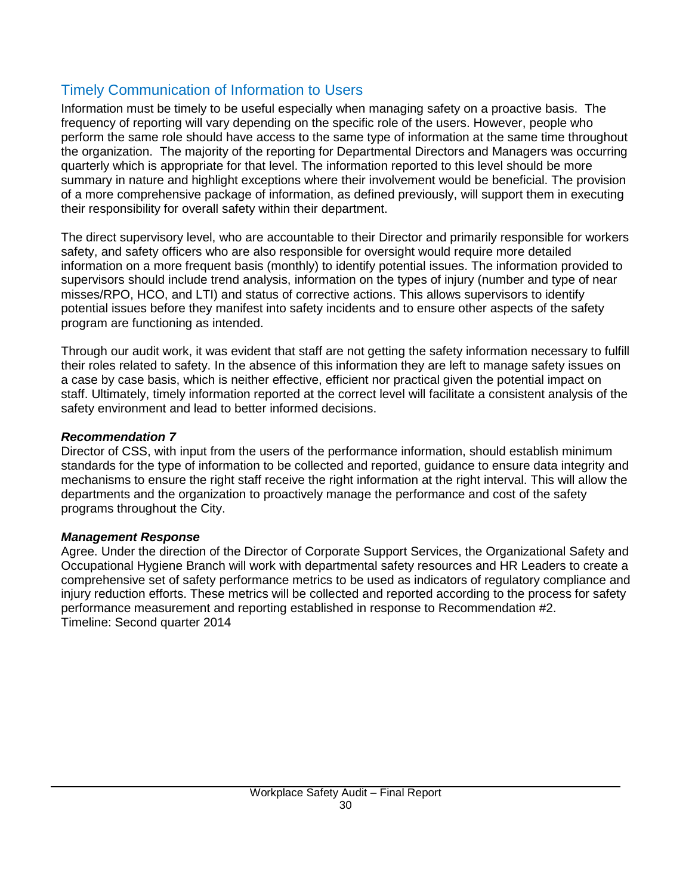## Timely Communication of Information to Users

Information must be timely to be useful especially when managing safety on a proactive basis. The frequency of reporting will vary depending on the specific role of the users. However, people who perform the same role should have access to the same type of information at the same time throughout the organization. The majority of the reporting for Departmental Directors and Managers was occurring quarterly which is appropriate for that level. The information reported to this level should be more summary in nature and highlight exceptions where their involvement would be beneficial. The provision of a more comprehensive package of information, as defined previously, will support them in executing their responsibility for overall safety within their department.

The direct supervisory level, who are accountable to their Director and primarily responsible for workers safety, and safety officers who are also responsible for oversight would require more detailed information on a more frequent basis (monthly) to identify potential issues. The information provided to supervisors should include trend analysis, information on the types of injury (number and type of near misses/RPO, HCO, and LTI) and status of corrective actions. This allows supervisors to identify potential issues before they manifest into safety incidents and to ensure other aspects of the safety program are functioning as intended.

Through our audit work, it was evident that staff are not getting the safety information necessary to fulfill their roles related to safety. In the absence of this information they are left to manage safety issues on a case by case basis, which is neither effective, efficient nor practical given the potential impact on staff. Ultimately, timely information reported at the correct level will facilitate a consistent analysis of the safety environment and lead to better informed decisions.

***Recommendation 7***

Director of CSS, with input from the users of the performance information, should establish minimum standards for the type of information to be collected and reported, guidance to ensure data integrity and mechanisms to ensure the right staff receive the right information at the right interval. This will allow the departments and the organization to proactively manage the performance and cost of the safety programs throughout the City.

***Management Response***

Agree. Under the direction of the Director of Corporate Support Services, the Organizational Safety and Occupational Hygiene Branch will work with departmental safety resources and HR Leaders to create a comprehensive set of safety performance metrics to be used as indicators of regulatory compliance and injury reduction efforts. These metrics will be collected and reported according to the process for safety performance measurement and reporting established in response to Recommendation #2.
Timeline: Second quarter 2014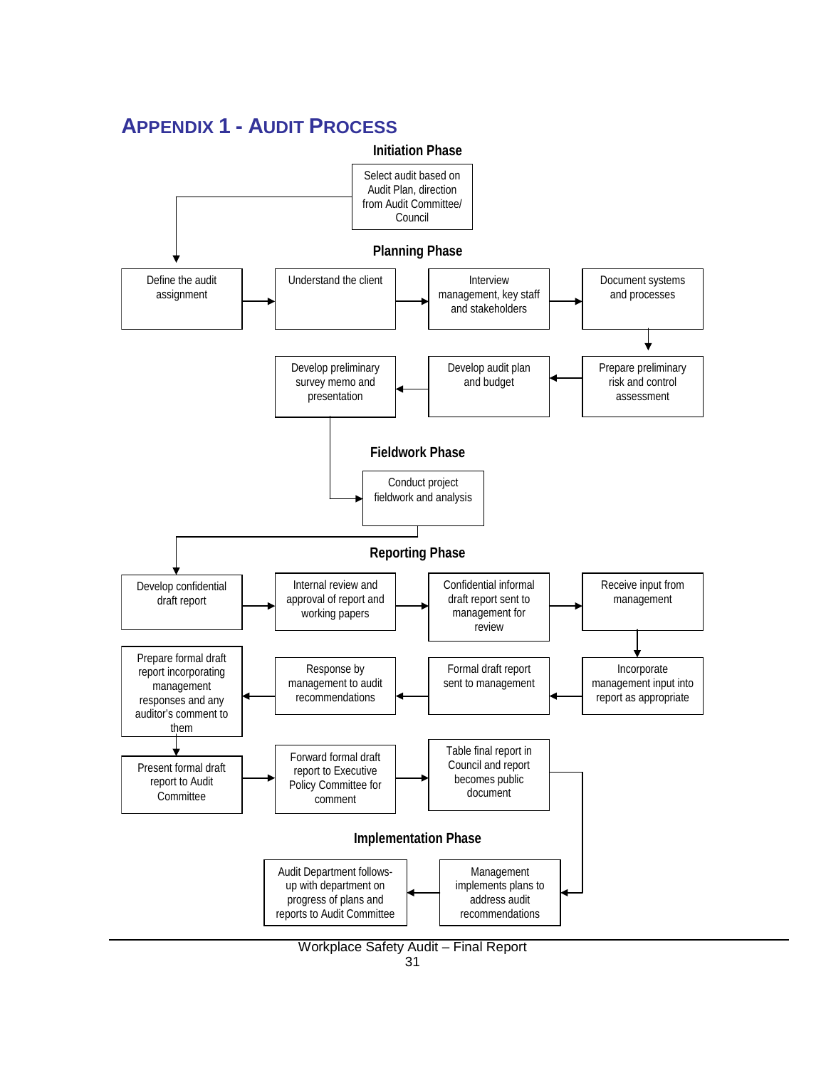# APPENDIX 1 - AUDIT PROCESS

### Initiation Phase

Select audit based on Audit Plan, direction from Audit Committee/ Council

### Planning Phase

Define the audit assignment → Understand the client → Interview management, key staff and stakeholders → Document systems and processes

↓

Prepare preliminary risk and control assessment → Develop audit plan and budget → Develop preliminary survey memo and presentation

### Fieldwork Phase

Conduct project fieldwork and analysis

### Reporting Phase

Develop confidential draft report → Internal review and approval of report and working papers → Confidential informal draft report sent to management for review → Receive input from management

↓

Incorporate management input into report as appropriate → Formal draft report sent to management → Response by management to audit recommendations → Prepare formal draft report incorporating management responses and any auditor's comment to them

↓

Present formal draft report to Audit Committee → Forward formal draft report to Executive Policy Committee for comment → Table final report in Council and report becomes public document

### Implementation Phase

Management implements plans to address audit recommendations → Audit Department follows-up with department on progress of plans and reports to Audit Committee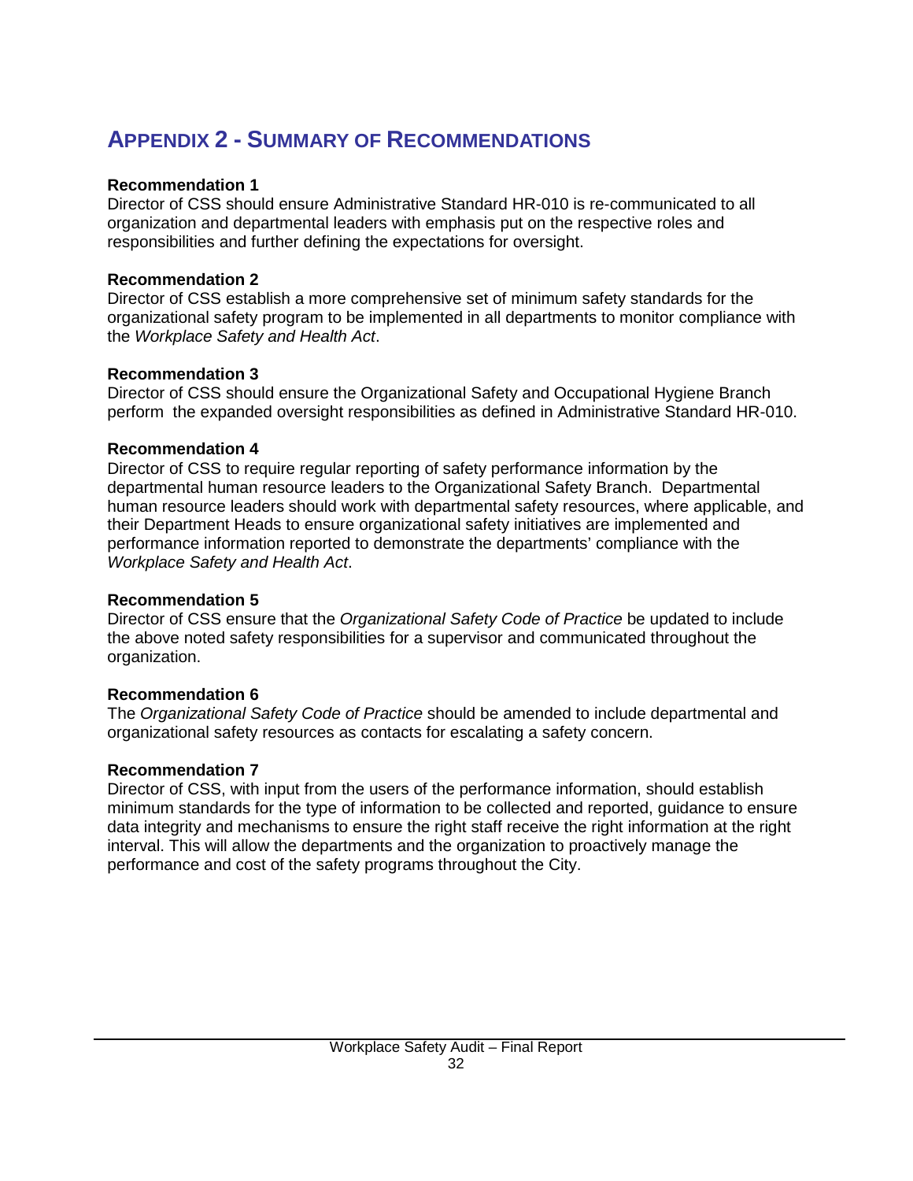# APPENDIX 2 - SUMMARY OF RECOMMENDATIONS

**Recommendation 1**
Director of CSS should ensure Administrative Standard HR-010 is re-communicated to all organization and departmental leaders with emphasis put on the respective roles and responsibilities and further defining the expectations for oversight.

**Recommendation 2**
Director of CSS establish a more comprehensive set of minimum safety standards for the organizational safety program to be implemented in all departments to monitor compliance with the *Workplace Safety and Health Act*.

**Recommendation 3**
Director of CSS should ensure the Organizational Safety and Occupational Hygiene Branch perform the expanded oversight responsibilities as defined in Administrative Standard HR-010.

**Recommendation 4**
Director of CSS to require regular reporting of safety performance information by the departmental human resource leaders to the Organizational Safety Branch. Departmental human resource leaders should work with departmental safety resources, where applicable, and their Department Heads to ensure organizational safety initiatives are implemented and performance information reported to demonstrate the departments' compliance with the *Workplace Safety and Health Act*.

**Recommendation 5**
Director of CSS ensure that the *Organizational Safety Code of Practice* be updated to include the above noted safety responsibilities for a supervisor and communicated throughout the organization.

**Recommendation 6**
The *Organizational Safety Code of Practice* should be amended to include departmental and organizational safety resources as contacts for escalating a safety concern.

**Recommendation 7**
Director of CSS, with input from the users of the performance information, should establish minimum standards for the type of information to be collected and reported, guidance to ensure data integrity and mechanisms to ensure the right staff receive the right information at the right interval. This will allow the departments and the organization to proactively manage the performance and cost of the safety programs throughout the City.